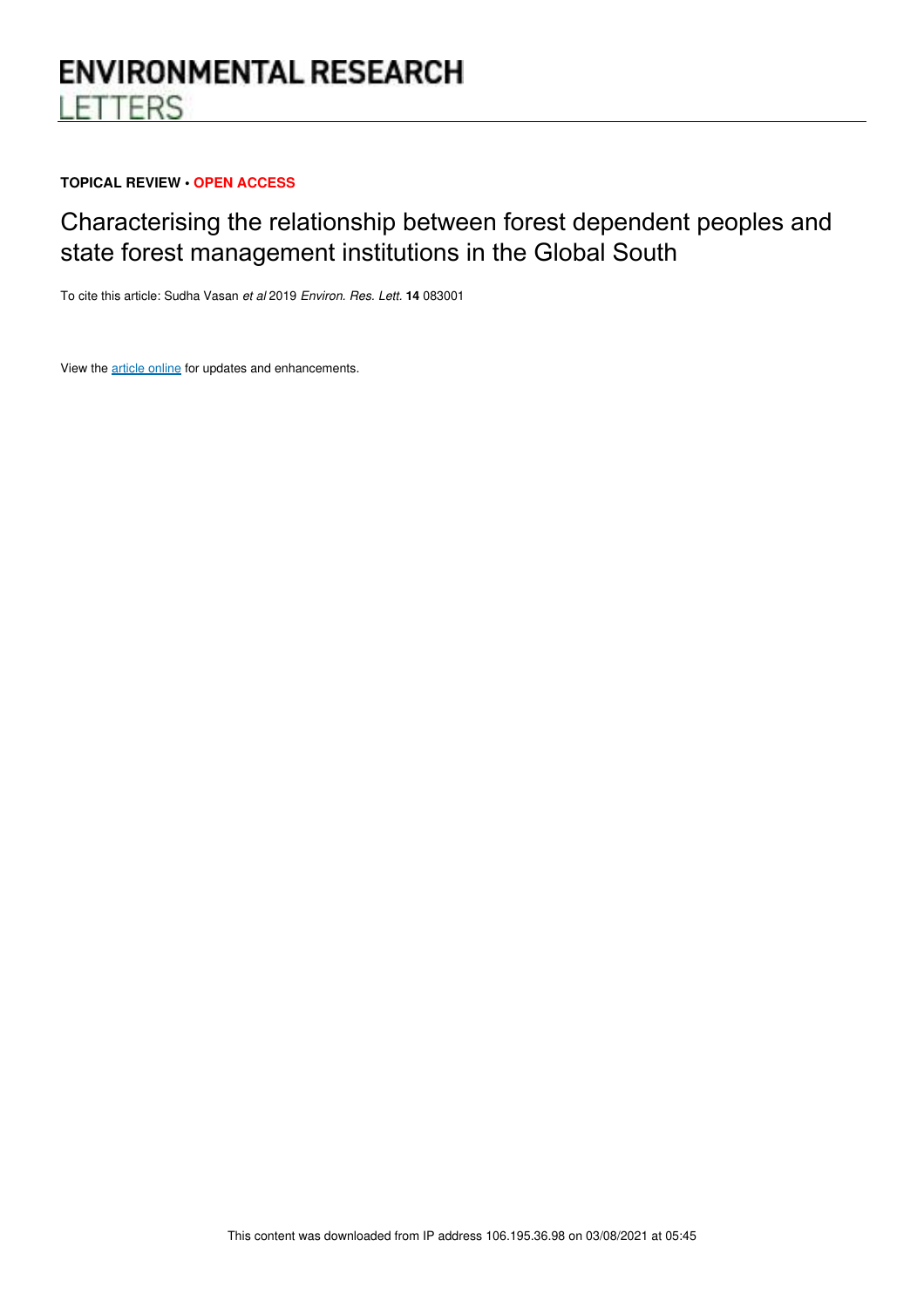# ENVIRONMENTAL RESEARCH LETTERS

**TOPICAL REVIEW • OPEN ACCESS**

## Characterising the relationship between forest dependent peoples and state forest management institutions in the Global South

To cite this article: Sudha Vasan *et al* 2019 *Environ. Res. Lett.* **14** 083001

View the article online for updates and enhancements.

This content was downloaded from IP address 106.195.36.98 on 03/08/2021 at 05:45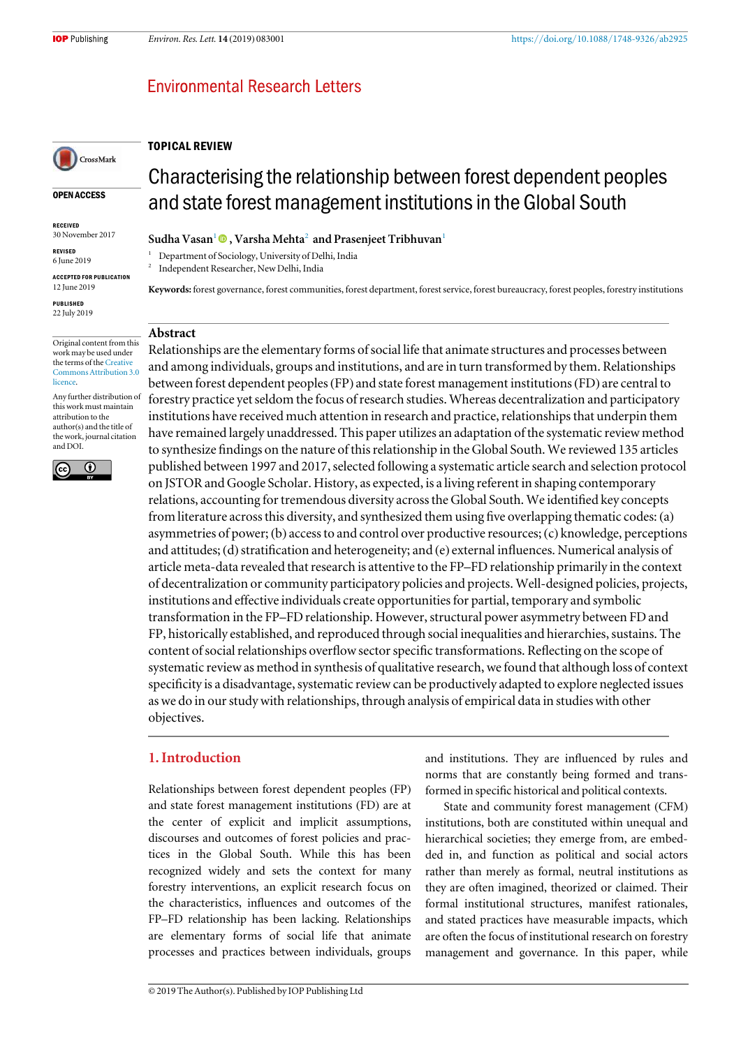## TOPICAL REVIEW

# Characterising the relationship between forest dependent peoples and state forest management institutions in the Global South

**Sudha Vasan**[1], **Varsha Mehta**[2] **and Prasenjeet Tribhuvan**[1]

[1] Department of Sociology, University of Delhi, India

[2] Independent Researcher, New Delhi, India

**OPEN ACCESS**

RECEIVED
30 November 2017

REVISED
6 June 2019

ACCEPTED FOR PUBLICATION
12 June 2019

PUBLISHED
22 July 2019

Original content from this work may be used under the terms of the Creative Commons Attribution 3.0 licence.

Any further distribution of this work must maintain attribution to the author(s) and the title of the work, journal citation and DOI.

**Keywords:** forest governance, forest communities, forest department, forest service, forest bureaucracy, forest peoples, forestry institutions

## Abstract

Relationships are the elementary forms of social life that animate structures and processes between and among individuals, groups and institutions, and are in turn transformed by them. Relationships between forest dependent peoples (FP) and state forest management institutions (FD) are central to forestry practice yet seldom the focus of research studies. Whereas decentralization and participatory institutions have received much attention in research and practice, relationships that underpin them have remained largely unaddressed. This paper utilizes an adaptation of the systematic review method to synthesize findings on the nature of this relationship in the Global South. We reviewed 135 articles published between 1997 and 2017, selected following a systematic article search and selection protocol on JSTOR and Google Scholar. History, as expected, is a living referent in shaping contemporary relations, accounting for tremendous diversity across the Global South. We identified key concepts from literature across this diversity, and synthesized them using five overlapping thematic codes: (a) asymmetries of power; (b) access to and control over productive resources; (c) knowledge, perceptions and attitudes; (d) stratification and heterogeneity; and (e) external influences. Numerical analysis of article meta-data revealed that research is attentive to the FP–FD relationship primarily in the context of decentralization or community participatory policies and projects. Well-designed policies, projects, institutions and effective individuals create opportunities for partial, temporary and symbolic transformation in the FP–FD relationship. However, structural power asymmetry between FD and FP, historically established, and reproduced through social inequalities and hierarchies, sustains. The content of social relationships overflow sector specific transformations. Reflecting on the scope of systematic review as method in synthesis of qualitative research, we found that although loss of context specificity is a disadvantage, systematic review can be productively adapted to explore neglected issues as we do in our study with relationships, through analysis of empirical data in studies with other objectives.

## 1. Introduction

Relationships between forest dependent peoples (FP) and state forest management institutions (FD) are at the center of explicit and implicit assumptions, discourses and outcomes of forest policies and practices in the Global South. While this has been recognized widely and sets the context for many forestry interventions, an explicit research focus on the characteristics, influences and outcomes of the FP–FD relationship has been lacking. Relationships are elementary forms of social life that animate processes and practices between individuals, groups and institutions. They are influenced by rules and norms that are constantly being formed and transformed in specific historical and political contexts.

State and community forest management (CFM) institutions, both are constituted within unequal and hierarchical societies; they emerge from, are embedded in, and function as political and social actors rather than merely as formal, neutral institutions as they are often imagined, theorized or claimed. Their formal institutional structures, manifest rationales, and stated practices have measurable impacts, which are often the focus of institutional research on forestry management and governance. In this paper, while

© 2019 The Author(s). Published by IOP Publishing Ltd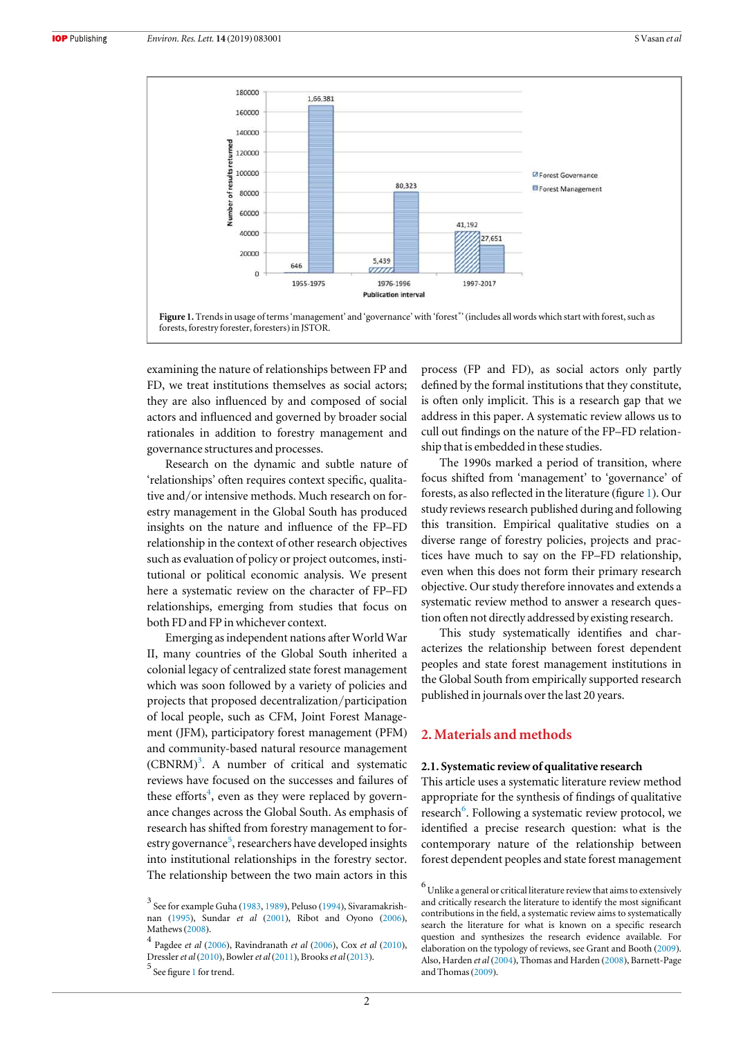Figure 1. Trends in usage of terms 'management' and 'governance' with 'forest*' (includes all words which start with forest, such as forests, forestry forester, foresters) in JSTOR.

examining the nature of relationships between FP and FD, we treat institutions themselves as social actors; they are also influenced by and composed of social actors and influenced and governed by broader social rationales in addition to forestry management and governance structures and processes.

Research on the dynamic and subtle nature of 'relationships' often requires context specific, qualitative and/or intensive methods. Much research on forestry management in the Global South has produced insights on the nature and influence of the FP–FD relationship in the context of other research objectives such as evaluation of policy or project outcomes, institutional or political economic analysis. We present here a systematic review on the character of FP–FD relationships, emerging from studies that focus on both FD and FP in whichever context.

Emerging as independent nations after World War II, many countries of the Global South inherited a colonial legacy of centralized state forest management which was soon followed by a variety of policies and projects that proposed decentralization/participation of local people, such as CFM, Joint Forest Management (JFM), participatory forest management (PFM) and community-based natural resource management (CBNRM)[3]. A number of critical and systematic reviews have focused on the successes and failures of these efforts[4], even as they were replaced by governance changes across the Global South. As emphasis of research has shifted from forestry management to forestry governance[5], researchers have developed insights into institutional relationships in the forestry sector. The relationship between the two main actors in this process (FP and FD), as social actors only partly defined by the formal institutions that they constitute, is often only implicit. This is a research gap that we address in this paper. A systematic review allows us to cull out findings on the nature of the FP–FD relationship that is embedded in these studies.

The 1990s marked a period of transition, where focus shifted from 'management' to 'governance' of forests, as also reflected in the literature (figure 1). Our study reviews research published during and following this transition. Empirical qualitative studies on a diverse range of forestry policies, projects and practices have much to say on the FP–FD relationship, even when this does not form their primary research objective. Our study therefore innovates and extends a systematic review method to answer a research question often not directly addressed by existing research.

This study systematically identifies and characterizes the relationship between forest dependent peoples and state forest management institutions in the Global South from empirically supported research published in journals over the last 20 years.

## 2. Materials and methods

### 2.1. Systematic review of qualitative research

This article uses a systematic literature review method appropriate for the synthesis of findings of qualitative research[6]. Following a systematic review protocol, we identified a precise research question: what is the contemporary nature of the relationship between forest dependent peoples and state forest management

---

[3] See for example Guha (1983, 1989), Peluso (1994), Sivaramakrishnan (1995), Sundar *et al* (2001), Ribot and Oyono (2006), Mathews (2008).

[4] Pagdee *et al* (2006), Ravindranath *et al* (2006), Cox *et al* (2010), Dressler *et al* (2010), Bowler *et al* (2011), Brooks *et al* (2013).

[5] See figure 1 for trend.

[6] Unlike a general or critical literature review that aims to extensively and critically research the literature to identify the most significant contributions in the field, a systematic review aims to systematically search the literature for what is known on a specific research question and synthesizes the research evidence available. For elaboration on the typology of reviews, see Grant and Booth (2009). Also, Harden *et al* (2004), Thomas and Harden (2008), Barnett-Page and Thomas (2009).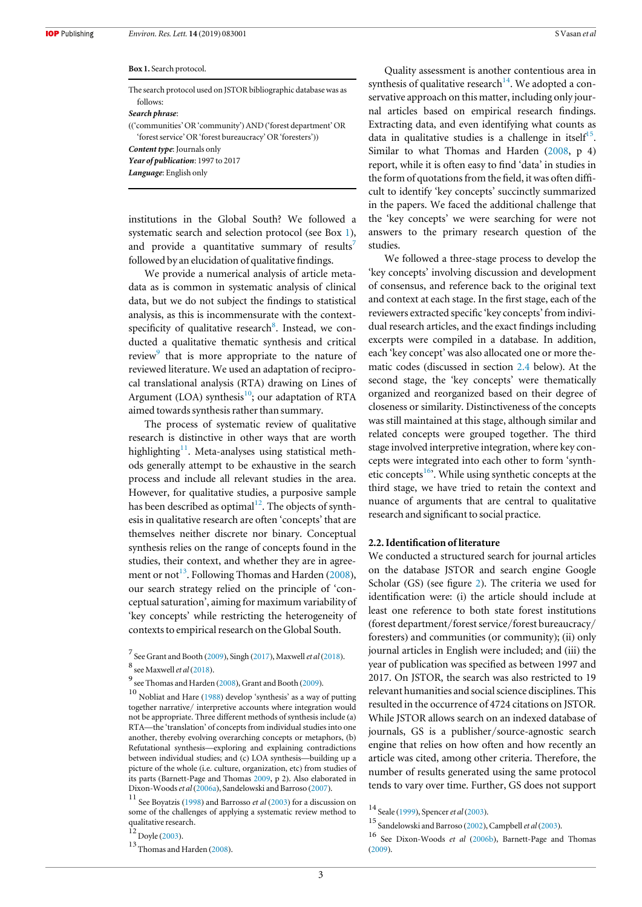**Box 1.** Search protocol.

The search protocol used on JSTOR bibliographic database was as follows:

***Search phrase***:

(('communities' OR 'community') AND ('forest department' OR 'forest service' OR 'forest bureaucracy' OR 'foresters'))

***Content type***: Journals only

***Year of publication***: 1997 to 2017

***Language***: English only

institutions in the Global South? We followed a systematic search and selection protocol (see Box 1), and provide a quantitative summary of results[7] followed by an elucidation of qualitative findings.

We provide a numerical analysis of article metadata as is common in systematic analysis of clinical data, but we do not subject the findings to statistical analysis, as this is incommensurate with the context-specificity of qualitative research[8]. Instead, we conducted a qualitative thematic synthesis and critical review[9] that is more appropriate to the nature of reviewed literature. We used an adaptation of reciprocal translational analysis (RTA) drawing on Lines of Argument (LOA) synthesis[10]; our adaptation of RTA aimed towards synthesis rather than summary.

The process of systematic review of qualitative research is distinctive in other ways that are worth highlighting[11]. Meta-analyses using statistical methods generally attempt to be exhaustive in the search process and include all relevant studies in the area. However, for qualitative studies, a purposive sample has been described as optimal[12]. The objects of synthesis in qualitative research are often 'concepts' that are themselves neither discrete nor binary. Conceptual synthesis relies on the range of concepts found in the studies, their context, and whether they are in agreement or not[13]. Following Thomas and Harden (2008), our search strategy relied on the principle of 'conceptual saturation', aiming for maximum variability of 'key concepts' while restricting the heterogeneity of contexts to empirical research on the Global South.

Quality assessment is another contentious area in synthesis of qualitative research[14]. We adopted a conservative approach on this matter, including only journal articles based on empirical research findings. Extracting data, and even identifying what counts as data in qualitative studies is a challenge in itself[15]. Similar to what Thomas and Harden (2008, p 4) report, while it is often easy to find 'data' in studies in the form of quotations from the field, it was often difficult to identify 'key concepts' succinctly summarized in the papers. We faced the additional challenge that the 'key concepts' we were searching for were not answers to the primary research question of the studies.

We followed a three-stage process to develop the 'key concepts' involving discussion and development of consensus, and reference back to the original text and context at each stage. In the first stage, each of the reviewers extracted specific 'key concepts' from individual research articles, and the exact findings including excerpts were compiled in a database. In addition, each 'key concept' was also allocated one or more thematic codes (discussed in section 2.4 below). At the second stage, the 'key concepts' were thematically organized and reorganized based on their degree of closeness or similarity. Distinctiveness of the concepts was still maintained at this stage, although similar and related concepts were grouped together. The third stage involved interpretive integration, where key concepts were integrated into each other to form 'synthetic concepts[16]'. While using synthetic concepts at the third stage, we have tried to retain the context and nuance of arguments that are central to qualitative research and significant to social practice.

### 2.2. Identification of literature

We conducted a structured search for journal articles on the database JSTOR and search engine Google Scholar (GS) (see figure 2). The criteria we used for identification were: (i) the article should include at least one reference to both state forest institutions (forest department/forest service/forest bureaucracy/foresters) and communities (or community); (ii) only journal articles in English were included; and (iii) the year of publication was specified as between 1997 and 2017. On JSTOR, the search was also restricted to 19 relevant humanities and social science disciplines. This resulted in the occurrence of 4724 citations on JSTOR. While JSTOR allows search on an indexed database of journals, GS is a publisher/source-agnostic search engine that relies on how often and how recently an article was cited, among other criteria. Therefore, the number of results generated using the same protocol tends to vary over time. Further, GS does not support

---

[7] See Grant and Booth (2009), Singh (2017), Maxwell *et al* (2018).

[8] see Maxwell *et al* (2018).

[9] see Thomas and Harden (2008), Grant and Booth (2009).

[10] Nobliat and Hare (1988) develop 'synthesis' as a way of putting together narrative/ interpretive accounts where integration would not be appropriate. Three different methods of synthesis include (a) RTA—the 'translation' of concepts from individual studies into one another, thereby evolving overarching concepts or metaphors, (b) Refutational synthesis—exploring and explaining contradictions between individual studies; and (c) LOA synthesis—building up a picture of the whole (i.e. culture, organization, etc) from studies of its parts (Barnett-Page and Thomas 2009, p 2). Also elaborated in Dixon-Woods *et al* (2006a), Sandelowski and Barroso (2007).

[11] See Boyatzis (1998) and Barrosso *et al* (2003) for a discussion on some of the challenges of applying a systematic review method to qualitative research.

[12] Doyle (2003).

[13] Thomas and Harden (2008).

[14] Seale (1999), Spencer *et al* (2003).

[15] Sandelowski and Barroso (2002), Campbell *et al* (2003).

[16] See Dixon-Woods *et al* (2006b), Barnett-Page and Thomas (2009).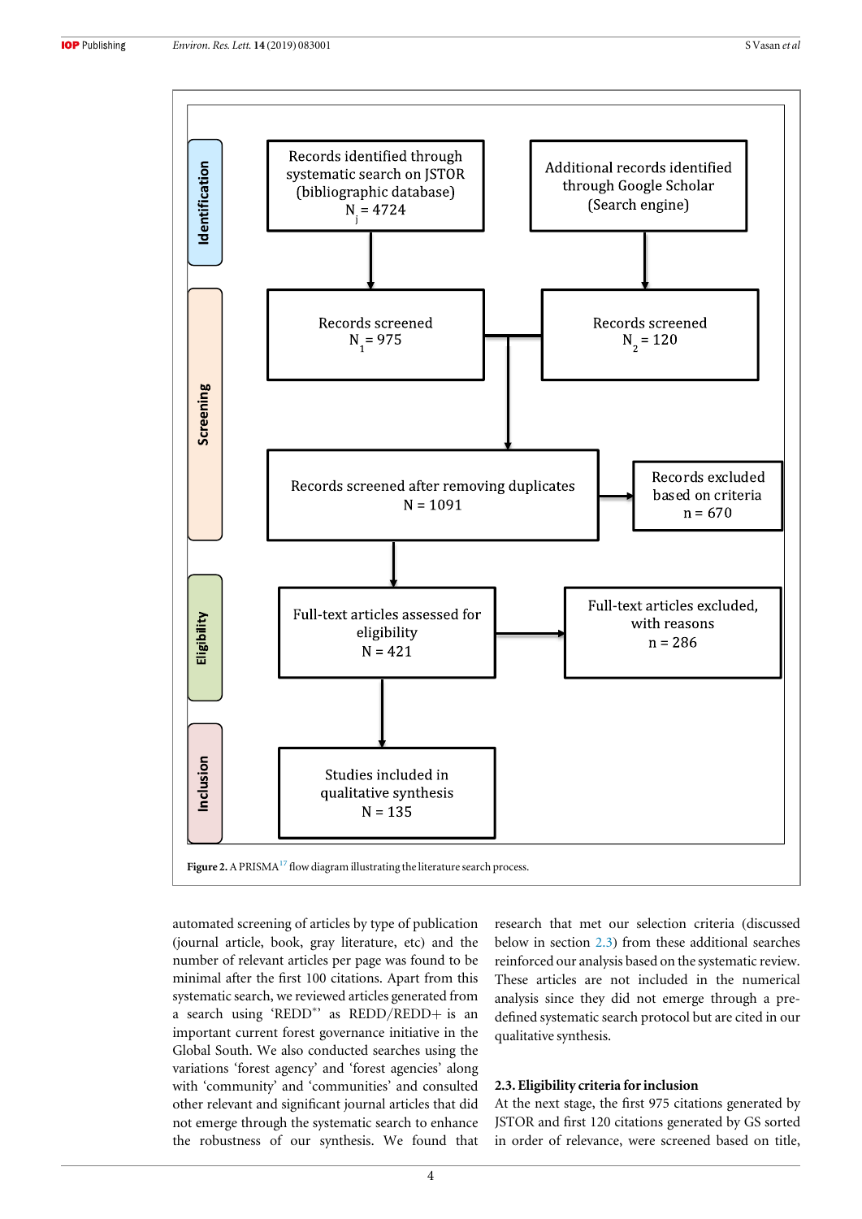Identification

Records identified through systematic search on JSTOR (bibliographic database) $N_j = 4724$

Additional records identified through Google Scholar (Search engine)

Screening

Records screened $N_1 = 975$

Records screened $N_2 = 120$

Records screened after removing duplicates N = 1091

Records excluded based on criteria n = 670

Eligibility

Full-text articles assessed for eligibility N = 421

Full-text articles excluded, with reasons n = 286

Inclusion

Studies included in qualitative synthesis N = 135

**Figure 2.** A PRISMA[17] flow diagram illustrating the literature search process.

automated screening of articles by type of publication (journal article, book, gray literature, etc) and the number of relevant articles per page was found to be minimal after the first 100 citations. Apart from this systematic search, we reviewed articles generated from a search using 'REDD*' as REDD/REDD+ is an important current forest governance initiative in the Global South. We also conducted searches using the variations 'forest agency' and 'forest agencies' along with 'community' and 'communities' and consulted other relevant and significant journal articles that did not emerge through the systematic search to enhance the robustness of our synthesis. We found that research that met our selection criteria (discussed below in section 2.3) from these additional searches reinforced our analysis based on the systematic review. These articles are not included in the numerical analysis since they did not emerge through a pre-defined systematic search protocol but are cited in our qualitative synthesis.

### 2.3. Eligibility criteria for inclusion

At the next stage, the first 975 citations generated by JSTOR and first 120 citations generated by GS sorted in order of relevance, were screened based on title,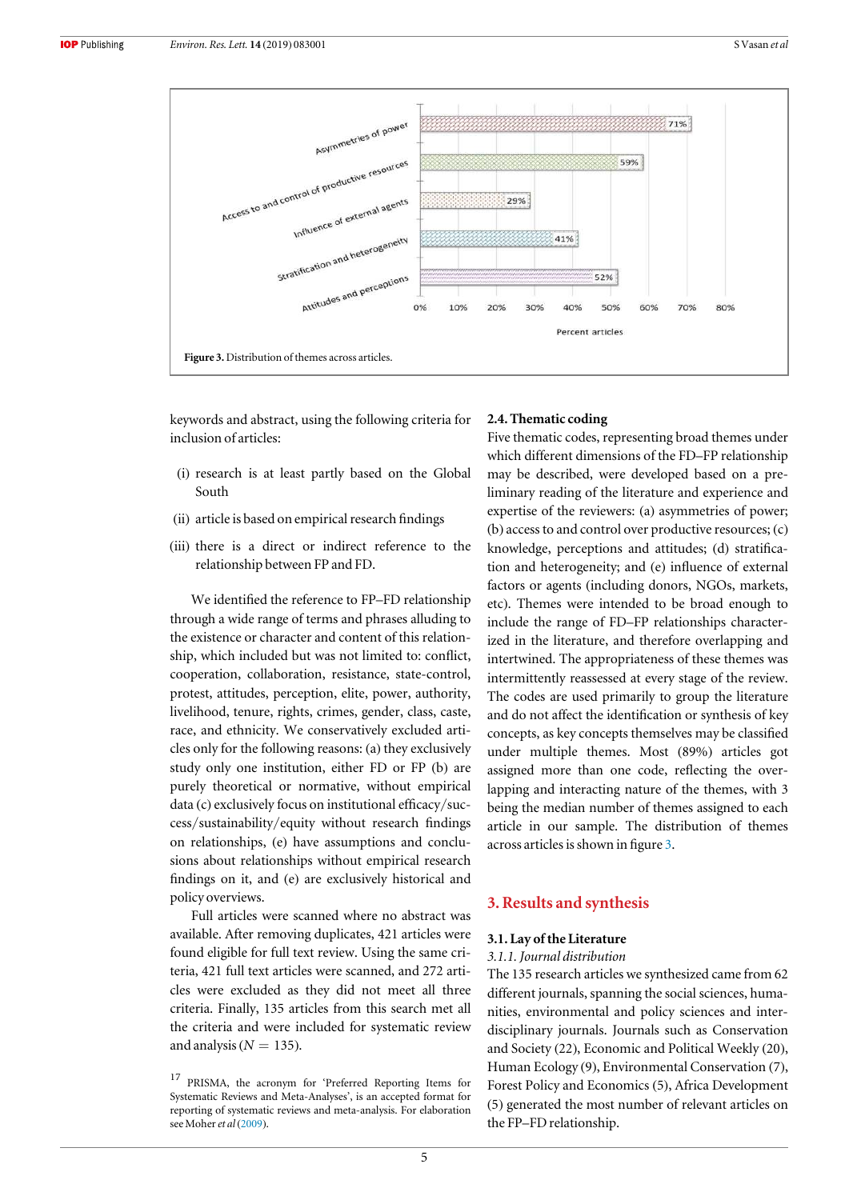Figure 3. Distribution of themes across articles.

keywords and abstract, using the following criteria for inclusion of articles:

(i) research is at least partly based on the Global South

(ii) article is based on empirical research findings

(iii) there is a direct or indirect reference to the relationship between FP and FD.

We identified the reference to FP–FD relationship through a wide range of terms and phrases alluding to the existence or character and content of this relationship, which included but was not limited to: conflict, cooperation, collaboration, resistance, state-control, protest, attitudes, perception, elite, power, authority, livelihood, tenure, rights, crimes, gender, class, caste, race, and ethnicity. We conservatively excluded articles only for the following reasons: (a) they exclusively study only one institution, either FD or FP (b) are purely theoretical or normative, without empirical data (c) exclusively focus on institutional efficacy/success/sustainability/equity without research findings on relationships, (e) have assumptions and conclusions about relationships without empirical research findings on it, and (e) are exclusively historical and policy overviews.

Full articles were scanned where no abstract was available. After removing duplicates, 421 articles were found eligible for full text review. Using the same criteria, 421 full text articles were scanned, and 272 articles were excluded as they did not meet all three criteria. Finally, 135 articles from this search met all the criteria and were included for systematic review and analysis ($N = 135$).

[17] PRISMA, the acronym for 'Preferred Reporting Items for Systematic Reviews and Meta-Analyses', is an accepted format for reporting of systematic reviews and meta-analysis. For elaboration see Moher *et al* (2009).

### 2.4. Thematic coding

Five thematic codes, representing broad themes under which different dimensions of the FD–FP relationship may be described, were developed based on a preliminary reading of the literature and experience and expertise of the reviewers: (a) asymmetries of power; (b) access to and control over productive resources; (c) knowledge, perceptions and attitudes; (d) stratification and heterogeneity; and (e) influence of external factors or agents (including donors, NGOs, markets, etc). Themes were intended to be broad enough to include the range of FD–FP relationships characterized in the literature, and therefore overlapping and intertwined. The appropriateness of these themes was intermittently reassessed at every stage of the review. The codes are used primarily to group the literature and do not affect the identification or synthesis of key concepts, as key concepts themselves may be classified under multiple themes. Most (89%) articles got assigned more than one code, reflecting the overlapping and interacting nature of the themes, with 3 being the median number of themes assigned to each article in our sample. The distribution of themes across articles is shown in figure 3.

## 3. Results and synthesis

### 3.1. Lay of the Literature

#### *3.1.1. Journal distribution*

The 135 research articles we synthesized came from 62 different journals, spanning the social sciences, humanities, environmental and policy sciences and interdisciplinary journals. Journals such as Conservation and Society (22), Economic and Political Weekly (20), Human Ecology (9), Environmental Conservation (7), Forest Policy and Economics (5), Africa Development (5) generated the most number of relevant articles on the FP–FD relationship.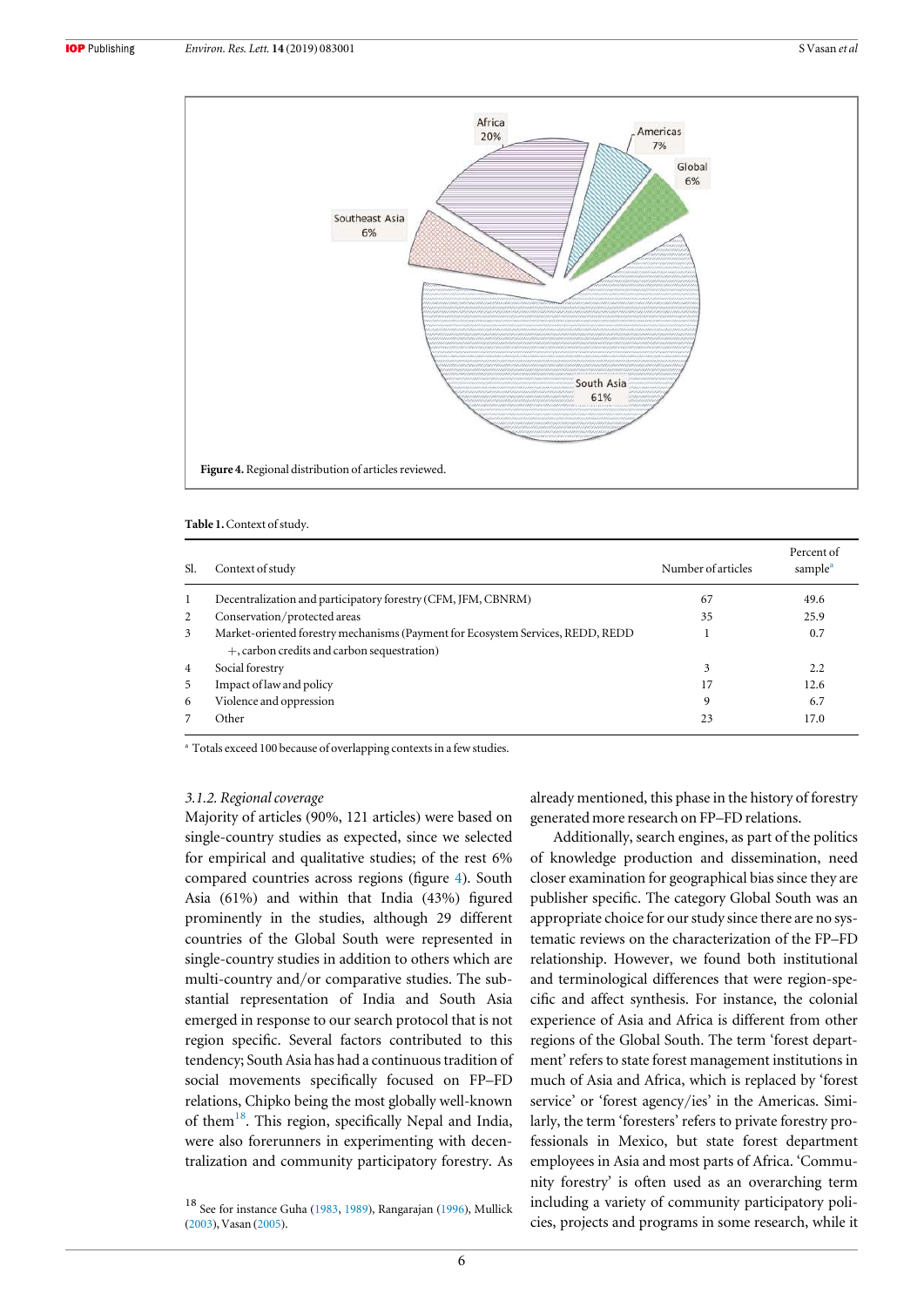Figure 4. Regional distribution of articles reviewed.

Table 1. Context of study.

| Sl. | Context of study | Number of articles | Percent of sample[a] |
|---|---|---|---|
| 1 | Decentralization and participatory forestry (CFM, JFM, CBNRM) | 67 | 49.6 |
| 2 | Conservation/protected areas | 35 | 25.9 |
| 3 | Market-oriented forestry mechanisms (Payment for Ecosystem Services, REDD, REDD +, carbon credits and carbon sequestration) | 1 | 0.7 |
| 4 | Social forestry | 3 | 2.2 |
| 5 | Impact of law and policy | 17 | 12.6 |
| 6 | Violence and oppression | 9 | 6.7 |
| 7 | Other | 23 | 17.0 |

[a] Totals exceed 100 because of overlapping contexts in a few studies.

### 3.1.2. Regional coverage

Majority of articles (90%, 121 articles) were based on single-country studies as expected, since we selected for empirical and qualitative studies; of the rest 6% compared countries across regions (figure 4). South Asia (61%) and within that India (43%) figured prominently in the studies, although 29 different countries of the Global South were represented in single-country studies in addition to others which are multi-country and/or comparative studies. The substantial representation of India and South Asia emerged in response to our search protocol that is not region specific. Several factors contributed to this tendency; South Asia has had a continuous tradition of social movements specifically focused on FP–FD relations, Chipko being the most globally well-known of them[18]. This region, specifically Nepal and India, were also forerunners in experimenting with decentralization and community participatory forestry. As already mentioned, this phase in the history of forestry generated more research on FP–FD relations.

Additionally, search engines, as part of the politics of knowledge production and dissemination, need closer examination for geographical bias since they are publisher specific. The category Global South was an appropriate choice for our study since there are no systematic reviews on the characterization of the FP–FD relationship. However, we found both institutional and terminological differences that were region-specific and affect synthesis. For instance, the colonial experience of Asia and Africa is different from other regions of the Global South. The term 'forest department' refers to state forest management institutions in much of Asia and Africa, which is replaced by 'forest service' or 'forest agency/ies' in the Americas. Similarly, the term 'foresters' refers to private forestry professionals in Mexico, but state forest department employees in Asia and most parts of Africa. 'Community forestry' is often used as an overarching term including a variety of community participatory policies, projects and programs in some research, while it

[18] See for instance Guha (1983, 1989), Rangarajan (1996), Mullick (2003), Vasan (2005).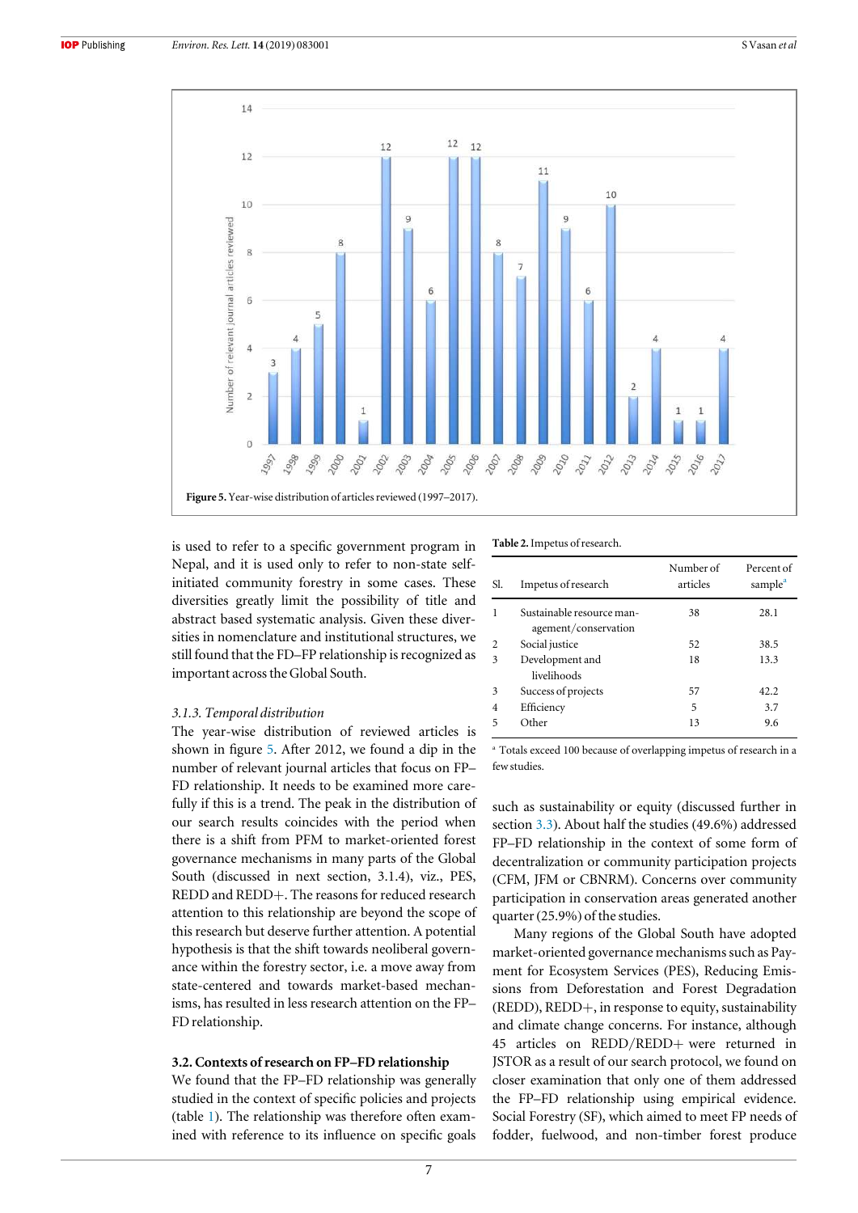Figure 5. Year-wise distribution of articles reviewed (1997–2017).

is used to refer to a specific government program in Nepal, and it is used only to refer to non-state self-initiated community forestry in some cases. These diversities greatly limit the possibility of title and abstract based systematic analysis. Given these diversities in nomenclature and institutional structures, we still found that the FD–FP relationship is recognized as important across the Global South.

#### 3.1.3. Temporal distribution

The year-wise distribution of reviewed articles is shown in figure 5. After 2012, we found a dip in the number of relevant journal articles that focus on FP–FD relationship. It needs to be examined more carefully if this is a trend. The peak in the distribution of our search results coincides with the period when there is a shift from PFM to market-oriented forest governance mechanisms in many parts of the Global South (discussed in next section, 3.1.4), viz., PES, REDD and REDD+. The reasons for reduced research attention to this relationship are beyond the scope of this research but deserve further attention. A potential hypothesis is that the shift towards neoliberal governance within the forestry sector, i.e. a move away from state-centered and towards market-based mechanisms, has resulted in less research attention on the FP–FD relationship.

### 3.2. Contexts of research on FP–FD relationship

We found that the FP–FD relationship was generally studied in the context of specific policies and projects (table 1). The relationship was therefore often examined with reference to its influence on specific goals such as sustainability or equity (discussed further in section 3.3). About half the studies (49.6%) addressed FP–FD relationship in the context of some form of decentralization or community participation projects (CFM, JFM or CBNRM). Concerns over community participation in conservation areas generated another quarter (25.9%) of the studies.

Many regions of the Global South have adopted market-oriented governance mechanisms such as Payment for Ecosystem Services (PES), Reducing Emissions from Deforestation and Forest Degradation (REDD), REDD+, in response to equity, sustainability and climate change concerns. For instance, although 45 articles on REDD/REDD+ were returned in JSTOR as a result of our search protocol, we found on closer examination that only one of them addressed the FP–FD relationship using empirical evidence. Social Forestry (SF), which aimed to meet FP needs of fodder, fuelwood, and non-timber forest produce

Table 2. Impetus of research.

| Sl. | Impetus of research | Number of articles | Percent of sample[a] |
|---|---|---|---|
| 1 | Sustainable resource management/conservation | 38 | 28.1 |
| 2 | Social justice | 52 | 38.5 |
| 3 | Development and livelihoods | 18 | 13.3 |
| 3 | Success of projects | 57 | 42.2 |
| 4 | Efficiency | 5 | 3.7 |
| 5 | Other | 13 | 9.6 |

[a] Totals exceed 100 because of overlapping impetus of research in a few studies.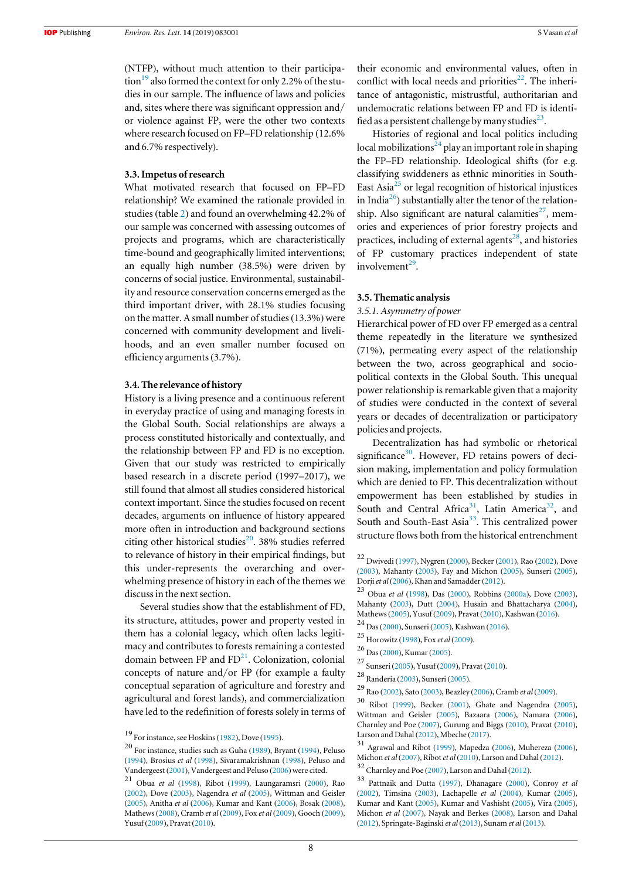(NTFP), without much attention to their participation[19] also formed the context for only 2.2% of the studies in our sample. The influence of laws and policies and, sites where there was significant oppression and/or violence against FP, were the other two contexts where research focused on FP–FD relationship (12.6% and 6.7% respectively).

### 3.3. Impetus of research

What motivated research that focused on FP–FD relationship? We examined the rationale provided in studies (table 2) and found an overwhelming 42.2% of our sample was concerned with assessing outcomes of projects and programs, which are characteristically time-bound and geographically limited interventions; an equally high number (38.5%) were driven by concerns of social justice. Environmental, sustainability and resource conservation concerns emerged as the third important driver, with 28.1% studies focusing on the matter. A small number of studies (13.3%) were concerned with community development and livelihoods, and an even smaller number focused on efficiency arguments (3.7%).

### 3.4. The relevance of history

History is a living presence and a continuous referent in everyday practice of using and managing forests in the Global South. Social relationships are always a process constituted historically and contextually, and the relationship between FP and FD is no exception. Given that our study was restricted to empirically based research in a discrete period (1997–2017), we still found that almost all studies considered historical context important. Since the studies focused on recent decades, arguments on influence of history appeared more often in introduction and background sections citing other historical studies[20]. 38% studies referred to relevance of history in their empirical findings, but this under-represents the overarching and overwhelming presence of history in each of the themes we discuss in the next section.

Several studies show that the establishment of FD, its structure, attitudes, power and property vested in them has a colonial legacy, which often lacks legitimacy and contributes to forests remaining a contested domain between FP and FD[21]. Colonization, colonial concepts of nature and/or FP (for example a faulty conceptual separation of agriculture and forestry and agricultural and forest lands), and commercialization have led to the redefinition of forests solely in terms of their economic and environmental values, often in conflict with local needs and priorities[22]. The inheritance of antagonistic, mistrustful, authoritarian and undemocratic relations between FP and FD is identified as a persistent challenge by many studies[23].

Histories of regional and local politics including local mobilizations[24] play an important role in shaping the FP–FD relationship. Ideological shifts (for e.g. classifying swiddeners as ethnic minorities in South-East Asia[25] or legal recognition of historical injustices in India[26]) substantially alter the tenor of the relationship. Also significant are natural calamities[27], memories and experiences of prior forestry projects and practices, including of external agents[28], and histories of FP customary practices independent of state involvement[29].

### 3.5. Thematic analysis

#### 3.5.1. Asymmetry of power

Hierarchical power of FD over FP emerged as a central theme repeatedly in the literature we synthesized (71%), permeating every aspect of the relationship between the two, across geographical and socio-political contexts in the Global South. This unequal power relationship is remarkable given that a majority of studies were conducted in the context of several years or decades of decentralization or participatory policies and projects.

Decentralization has had symbolic or rhetorical significance[30]. However, FD retains powers of decision making, implementation and policy formulation which are denied to FP. This decentralization without empowerment has been established by studies in South and Central Africa[31], Latin America[32], and South and South-East Asia[33]. This centralized power structure flows both from the historical entrenchment

---

[19] For instance, see Hoskins (1982), Dove (1995).

[20] For instance, studies such as Guha (1989), Bryant (1994), Peluso (1994), Brosius *et al* (1998), Sivaramakrishnan (1998), Peluso and Vandergeest (2001), Vandergeest and Peluso (2006) were cited.

[21] Obua *et al* (1998), Ribot (1999), Laungaramsri (2000), Rao (2002), Dove (2003), Nagendra *et al* (2005), Wittman and Geisler (2005), Anitha *et al* (2006), Kumar and Kant (2006), Bosak (2008), Mathews (2008), Cramb *et al* (2009), Fox *et al* (2009), Gooch (2009), Yusuf (2009), Pravat (2010).

[22] Dwivedi (1997), Nygren (2000), Becker (2001), Rao (2002), Dove (2003), Mahanty (2003), Fay and Michon (2005), Sunseri (2005), Dorji *et al* (2006), Khan and Samadder (2012).

[23] Obua *et al* (1998), Das (2000), Robbins (2000a), Dove (2003), Mahanty (2003), Dutt (2004), Husain and Bhattacharya (2004), Mathews (2005), Yusuf (2009), Pravat (2010), Kashwan (2016).

[24] Das (2000), Sunseri (2005), Kashwan (2016).

[25] Horowitz (1998), Fox *et al* (2009).

[26] Das (2000), Kumar (2005).

[27] Sunseri (2005), Yusuf (2009), Pravat (2010).

[28] Randeria (2003), Sunseri (2005).

[29] Rao (2002), Sato (2003), Beazley (2006), Cramb *et al* (2009).

[30] Ribot (1999), Becker (2001), Ghate and Nagendra (2005), Wittman and Geisler (2005), Bazaara (2006), Namara (2006), Charnley and Poe (2007), Gurung and Biggs (2010), Pravat (2010), Larson and Dahal (2012), Mbeche (2017).

[31] Agrawal and Ribot (1999), Mapedza (2006), Muhereza (2006), Michon *et al* (2007), Ribot *et al* (2010), Larson and Dahal (2012).

[32] Charnley and Poe (2007), Larson and Dahal (2012).

[33] Pattnaik and Dutta (1997), Dhanagare (2000), Conroy *et al* (2002), Timsina (2003), Lachapelle *et al* (2004), Kumar (2005), Kumar and Kant (2005), Kumar and Vashisht (2005), Vira (2005), Michon *et al* (2007), Nayak and Berkes (2008), Larson and Dahal (2012), Springate-Baginski *et al* (2013), Sunam *et al* (2013).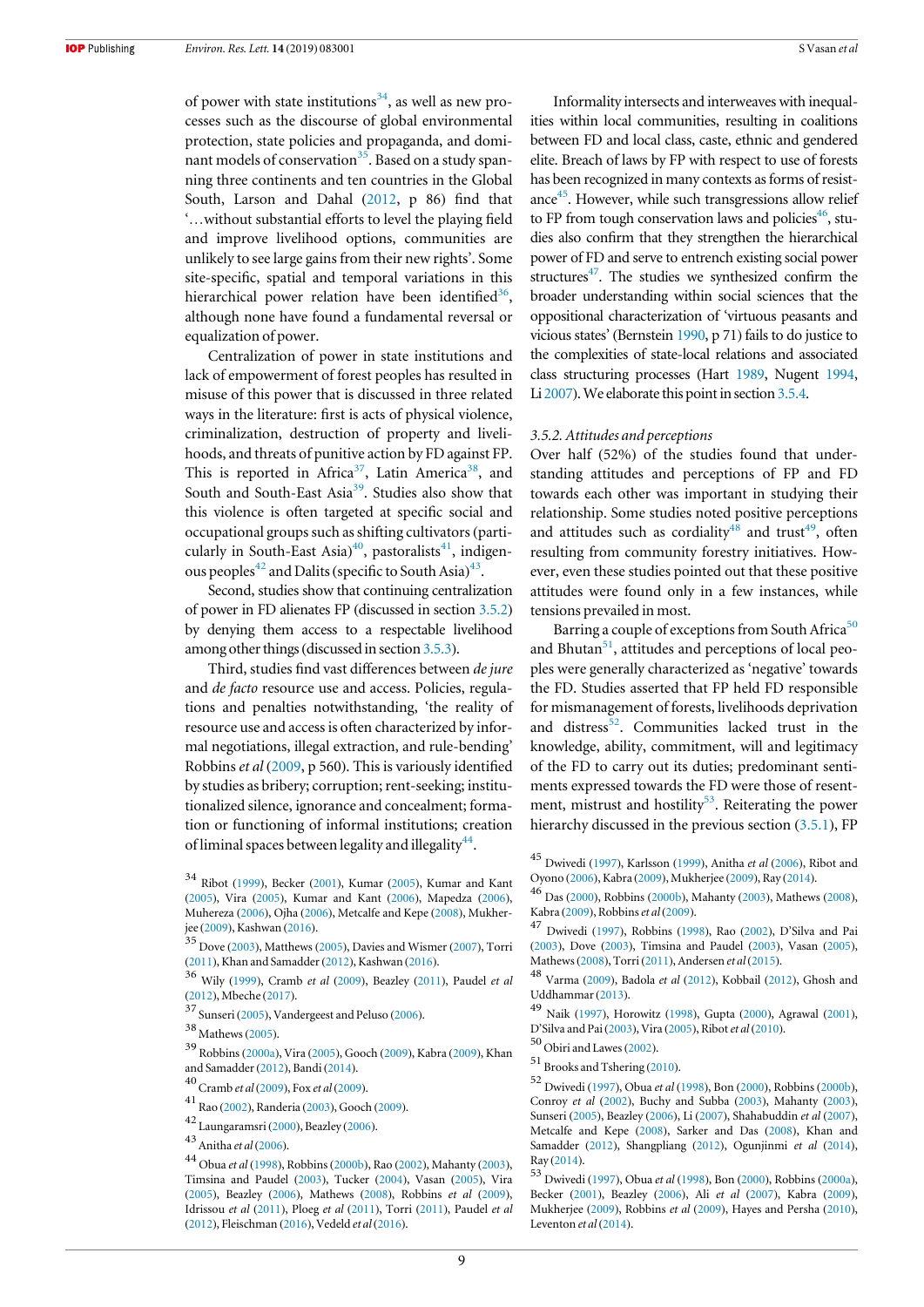of power with state institutions[34], as well as new processes such as the discourse of global environmental protection, state policies and propaganda, and dominant models of conservation[35]. Based on a study spanning three continents and ten countries in the Global South, Larson and Dahal (2012, p 86) find that '…without substantial efforts to level the playing field and improve livelihood options, communities are unlikely to see large gains from their new rights'. Some site-specific, spatial and temporal variations in this hierarchical power relation have been identified[36], although none have found a fundamental reversal or equalization of power.

Centralization of power in state institutions and lack of empowerment of forest peoples has resulted in misuse of this power that is discussed in three related ways in the literature: first is acts of physical violence, criminalization, destruction of property and livelihoods, and threats of punitive action by FD against FP. This is reported in Africa[37], Latin America[38], and South and South-East Asia[39]. Studies also show that this violence is often targeted at specific social and occupational groups such as shifting cultivators (particularly in South-East Asia)[40], pastoralists[41], indigenous peoples[42] and Dalits (specific to South Asia)[43].

Second, studies show that continuing centralization of power in FD alienates FP (discussed in section 3.5.2) by denying them access to a respectable livelihood among other things (discussed in section 3.5.3).

Third, studies find vast differences between *de jure* and *de facto* resource use and access. Policies, regulations and penalties notwithstanding, 'the reality of resource use and access is often characterized by informal negotiations, illegal extraction, and rule-bending' Robbins *et al* (2009, p 560). This is variously identified by studies as bribery; corruption; rent-seeking; institutionalized silence, ignorance and concealment; formation or functioning of informal institutions; creation of liminal spaces between legality and illegality[44].

Informality intersects and interweaves with inequalities within local communities, resulting in coalitions between FD and local class, caste, ethnic and gendered elite. Breach of laws by FP with respect to use of forests has been recognized in many contexts as forms of resistance[45]. However, while such transgressions allow relief to FP from tough conservation laws and policies[46], studies also confirm that they strengthen the hierarchical power of FD and serve to entrench existing social power structures[47]. The studies we synthesized confirm the broader understanding within social sciences that the oppositional characterization of 'virtuous peasants and vicious states' (Bernstein 1990, p 71) fails to do justice to the complexities of state-local relations and associated class structuring processes (Hart 1989, Nugent 1994, Li 2007). We elaborate this point in section 3.5.4.

### 3.5.2. Attitudes and perceptions

Over half (52%) of the studies found that understanding attitudes and perceptions of FP and FD towards each other was important in studying their relationship. Some studies noted positive perceptions and attitudes such as cordiality[48] and trust[49], often resulting from community forestry initiatives. However, even these studies pointed out that these positive attitudes were found only in a few instances, while tensions prevailed in most.

Barring a couple of exceptions from South Africa[50] and Bhutan[51], attitudes and perceptions of local peoples were generally characterized as 'negative' towards the FD. Studies asserted that FP held FD responsible for mismanagement of forests, livelihoods deprivation and distress[52]. Communities lacked trust in the knowledge, ability, commitment, will and legitimacy of the FD to carry out its duties; predominant sentiments expressed towards the FD were those of resentment, mistrust and hostility[53]. Reiterating the power hierarchy discussed in the previous section (3.5.1), FP

---

[34] Ribot (1999), Becker (2001), Kumar (2005), Kumar and Kant (2005), Vira (2005), Kumar and Kant (2006), Mapedza (2006), Muhereza (2006), Ojha (2006), Metcalfe and Kepe (2008), Mukherjee (2009), Kashwan (2016).

[35] Dove (2003), Matthews (2005), Davies and Wismer (2007), Torri (2011), Khan and Samadder (2012), Kashwan (2016).

[36] Wily (1999), Cramb *et al* (2009), Beazley (2011), Paudel *et al* (2012), Mbeche (2017).

[37] Sunseri (2005), Vandergeest and Peluso (2006).

[38] Mathews (2005).

[39] Robbins (2000a), Vira (2005), Gooch (2009), Kabra (2009), Khan and Samadder (2012), Bandi (2014).

[40] Cramb *et al* (2009), Fox *et al* (2009).

[41] Rao (2002), Randeria (2003), Gooch (2009).

[42] Laungaramsri (2000), Beazley (2006).

[43] Anitha *et al* (2006).

[44] Obua *et al* (1998), Robbins (2000b), Rao (2002), Mahanty (2003), Timsina and Paudel (2003), Tucker (2004), Vasan (2005), Vira (2005), Beazley (2006), Mathews (2008), Robbins *et al* (2009), Idrissou *et al* (2011), Ploeg *et al* (2011), Torri (2011), Paudel *et al* (2012), Fleischman (2016), Vedeld *et al* (2016).

[45] Dwivedi (1997), Karlsson (1999), Anitha *et al* (2006), Ribot and Oyono (2006), Kabra (2009), Mukherjee (2009), Ray (2014).

[46] Das (2000), Robbins (2000b), Mahanty (2003), Mathews (2008), Kabra (2009), Robbins *et al* (2009).

[47] Dwivedi (1997), Robbins (1998), Rao (2002), D'Silva and Pai (2003), Dove (2003), Timsina and Paudel (2003), Vasan (2005), Mathews (2008), Torri (2011), Andersen *et al* (2015).

[48] Varma (2009), Badola *et al* (2012), Kobbail (2012), Ghosh and Uddhammar (2013).

[49] Naik (1997), Horowitz (1998), Gupta (2000), Agrawal (2001), D'Silva and Pai (2003), Vira (2005), Ribot *et al* (2010).

[50] Obiri and Lawes (2002).

[51] Brooks and Tshering (2010).

[52] Dwivedi (1997), Obua *et al* (1998), Bon (2000), Robbins (2000b), Conroy *et al* (2002), Buchy and Subba (2003), Mahanty (2003), Sunseri (2005), Beazley (2006), Li (2007), Shahabuddin *et al* (2007), Metcalfe and Kepe (2008), Sarker and Das (2008), Khan and Samadder (2012), Shangpliang (2012), Ogunjinmi *et al* (2014), Ray (2014).

[53] Dwivedi (1997), Obua *et al* (1998), Bon (2000), Robbins (2000a), Becker (2001), Beazley (2006), Ali *et al* (2007), Kabra (2009), Mukherjee (2009), Robbins *et al* (2009), Hayes and Persha (2010), Leventon *et al* (2014).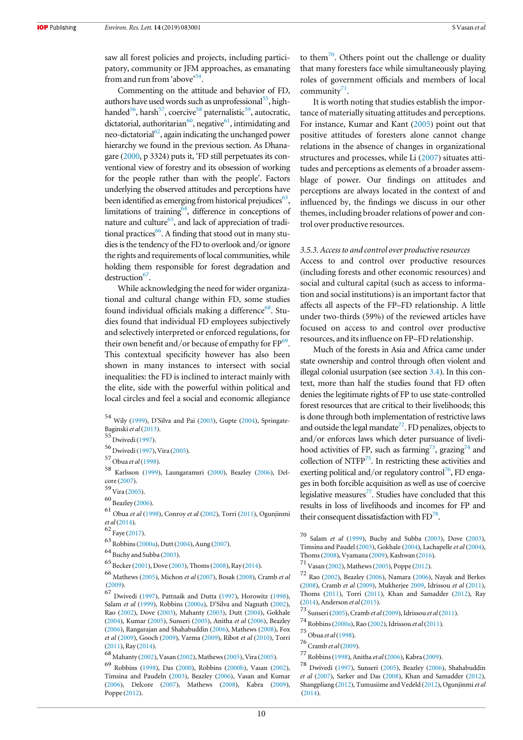saw all forest policies and projects, including participatory, community or JFM approaches, as emanating from and run from 'above'[54].

Commenting on the attitude and behavior of FD, authors have used words such as unprofessional[55], high-handed[56], harsh[57], coercive[58] paternalistic[59], autocratic, dictatorial, authoritarian[60], negative[61], intimidating and neo-dictatorial[62], again indicating the unchanged power hierarchy we found in the previous section. As Dhanagare (2000, p 3324) puts it, 'FD still perpetuates its conventional view of forestry and its obsession of working for the people rather than with the people'. Factors underlying the observed attitudes and perceptions have been identified as emerging from historical prejudices[63], limitations of training[64], difference in conceptions of nature and culture[65], and lack of appreciation of traditional practices[66]. A finding that stood out in many studies is the tendency of the FD to overlook and/or ignore the rights and requirements of local communities, while holding them responsible for forest degradation and destruction[67].

While acknowledging the need for wider organizational and cultural change within FD, some studies found individual officials making a difference[68]. Studies found that individual FD employees subjectively and selectively interpreted or enforced regulations, for their own benefit and/or because of empathy for FP[69]. This contextual specificity however has also been shown in many instances to intersect with social inequalities: the FD is inclined to interact mainly with the elite, side with the powerful within political and local circles and feel a social and economic allegiance to them[70]. Others point out the challenge or duality that many foresters face while simultaneously playing roles of government officials and members of local community[71].

It is worth noting that studies establish the importance of materially situating attitudes and perceptions. For instance, Kumar and Kant (2005) point out that positive attitudes of foresters alone cannot change relations in the absence of changes in organizational structures and processes, while Li (2007) situates attitudes and perceptions as elements of a broader assemblage of power. Our findings on attitudes and perceptions are always located in the context of and influenced by, the findings we discuss in our other themes, including broader relations of power and control over productive resources.

### 3.5.3. Access to and control over productive resources

Access to and control over productive resources (including forests and other economic resources) and social and cultural capital (such as access to information and social institutions) is an important factor that affects all aspects of the FP–FD relationship. A little under two-thirds (59%) of the reviewed articles have focused on access to and control over productive resources, and its influence on FP–FD relationship.

Much of the forests in Asia and Africa came under state ownership and control through often violent and illegal colonial usurpation (see section 3.4). In this context, more than half the studies found that FD often denies the legitimate rights of FP to use state-controlled forest resources that are critical to their livelihoods; this is done through both implementation of restrictive laws and outside the legal mandate[72]. FD penalizes, objects to and/or enforces laws which deter pursuance of livelihood activities of FP, such as farming[73], grazing[74] and collection of NTFP[75]. In restricting these activities and exerting political and/or regulatory control[76], FD engages in both forcible acquisition as well as use of coercive legislative measures[77]. Studies have concluded that this results in loss of livelihoods and incomes for FP and their consequent dissatisfaction with FD[78].

---

[54] Wily (1999), D'Silva and Pai (2003), Gupte (2004), Springate-Baginski *et al* (2013).

[55] Dwivedi (1997).

[56] Dwivedi (1997), Vira (2005).

[57] Obua *et al* (1998).

[58] Karlsson (1999), Laungaramsri (2000), Beazley (2006), Delcore (2007).

[59] Vira (2005).

[60] Beazley (2006).

[61] Obua *et al* (1998), Conroy *et al* (2002), Torri (2011), Ogunjinmi *et al* (2014).

[62] Faye (2017).

[63] Robbins (2000a), Dutt (2004), Aung (2007).

[64] Buchy and Subba (2003).

[65] Becker (2001), Dove (2003), Thoms (2008), Ray (2014).

[66] Mathews (2005), Michon *et al* (2007), Bosak (2008), Cramb *et al* (2009).

[67] Dwivedi (1997), Pattnaik and Dutta (1997), Horowitz (1998), Salam *et al* (1999), Robbins (2000a), D'Silva and Nagnath (2002), Rao (2002), Dove (2003), Mahanty (2003), Dutt (2004), Gokhale (2004), Kumar (2005), Sunseri (2005), Anitha *et al* (2006), Beazley (2006), Rangarajan and Shahabuddin (2006), Mathews (2008), Fox *et al* (2009), Gooch (2009), Varma (2009), Ribot *et al* (2010), Torri (2011), Ray (2014).

[68] Mahanty (2002), Vasan (2002), Mathews (2005), Vira (2005).

[69] Robbins (1998), Das (2000), Robbins (2000b), Vasan (2002), Timsina and Paudeln (2003), Beazley (2006), Vasan and Kumar (2006), Delcore (2007), Mathews (2008), Kabra (2009), Poppe (2012).

[70] Salam *et al* (1999), Buchy and Subba (2003), Dove (2003), Timsina and Paudel (2003), Gokhale (2004), Lachapelle *et al* (2004), Thoms (2008), Vyamana (2009), Kashwan (2016).

[71] Vasan (2002), Mathews (2005), Poppe (2012).

[72] Rao (2002), Beazley (2006), Namara (2006), Nayak and Berkes (2008), Cramb *et al* (2009), Mukherjee 2009, Idrissou *et al* (2011), Thoms (2011), Torri (2011), Khan and Samadder (2012), Ray (2014), Anderson *et al* (2015).

[73] Sunseri (2005), Cramb *et al* (2009), Idrissou *et al* (2011).

[74] Robbins (2000a), Rao (2002), Idrissou *et al* (2011).

[75] Obua *et al* (1998).

[76] Cramb *et al* (2009).

[77] Robbins (1998), Anitha *et al* (2006), Kabra (2009).

[78] Dwivedi (1997), Sunseri (2005), Beazley (2006), Shahabuddin *et al* (2007), Sarker and Das (2008), Khan and Samadder (2012), Shangpliang (2012), Tumusiime and Vedeld (2012), Ogunjinmi *et al* (2014).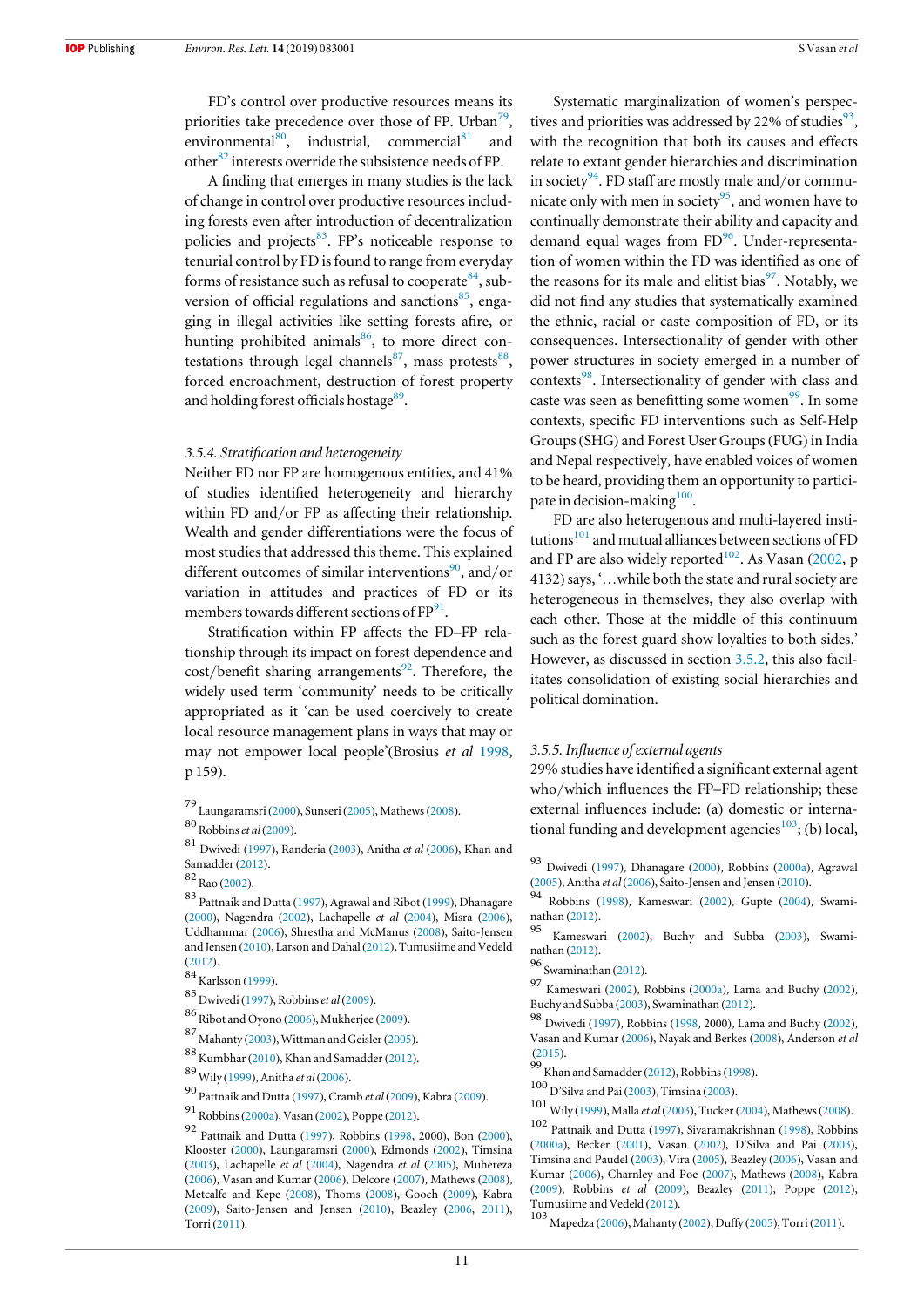FD's control over productive resources means its priorities take precedence over those of FP. Urban[79], environmental[80], industrial, commercial[81] and other[82] interests override the subsistence needs of FP.

A finding that emerges in many studies is the lack of change in control over productive resources including forests even after introduction of decentralization policies and projects[83]. FP's noticeable response to tenurial control by FD is found to range from everyday forms of resistance such as refusal to cooperate[84], subversion of official regulations and sanctions[85], engaging in illegal activities like setting forests afire, or hunting prohibited animals[86], to more direct contestations through legal channels[87], mass protests[88], forced encroachment, destruction of forest property and holding forest officials hostage[89].

#### 3.5.4. Stratification and heterogeneity

Neither FD nor FP are homogenous entities, and 41% of studies identified heterogeneity and hierarchy within FD and/or FP as affecting their relationship. Wealth and gender differentiations were the focus of most studies that addressed this theme. This explained different outcomes of similar interventions[90], and/or variation in attitudes and practices of FD or its members towards different sections of FP[91].

Stratification within FP affects the FD–FP relationship through its impact on forest dependence and cost/benefit sharing arrangements[92]. Therefore, the widely used term 'community' needs to be critically appropriated as it 'can be used coercively to create local resource management plans in ways that may or may not empower local people'(Brosius *et al* 1998, p 159).

Systematic marginalization of women's perspectives and priorities was addressed by 22% of studies[93], with the recognition that both its causes and effects relate to extant gender hierarchies and discrimination in society[94]. FD staff are mostly male and/or communicate only with men in society[95], and women have to continually demonstrate their ability and capacity and demand equal wages from FD[96]. Under-representation of women within the FD was identified as one of the reasons for its male and elitist bias[97]. Notably, we did not find any studies that systematically examined the ethnic, racial or caste composition of FD, or its consequences. Intersectionality of gender with other power structures in society emerged in a number of contexts[98]. Intersectionality of gender with class and caste was seen as benefitting some women[99]. In some contexts, specific FD interventions such as Self-Help Groups (SHG) and Forest User Groups (FUG) in India and Nepal respectively, have enabled voices of women to be heard, providing them an opportunity to participate in decision-making[100].

FD are also heterogeneous and multi-layered institutions[101] and mutual alliances between sections of FD and FP are also widely reported[102]. As Vasan (2002, p 4132) says, '…while both the state and rural society are heterogeneous in themselves, they also overlap with each other. Those at the middle of this continuum such as the forest guard show loyalties to both sides.' However, as discussed in section 3.5.2, this also facilitates consolidation of existing social hierarchies and political domination.

#### 3.5.5. Influence of external agents

29% studies have identified a significant external agent who/which influences the FP–FD relationship; these external influences include: (a) domestic or international funding and development agencies[103]; (b) local,

[79] Laungaramsri (2000), Sunseri (2005), Mathews (2008).

[80] Robbins *et al* (2009).

[81] Dwivedi (1997), Randeria (2003), Anitha *et al* (2006), Khan and Samadder (2012).

[82] Rao (2002).

[83] Pattnaik and Dutta (1997), Agrawal and Ribot (1999), Dhanagare (2000), Nagendra (2002), Lachapelle *et al* (2004), Misra (2006), Uddhammar (2006), Shrestha and McManus (2008), Saito-Jensen and Jensen (2010), Larson and Dahal (2012), Tumusiime and Vedeld (2012).

[84] Karlsson (1999).

[85] Dwivedi (1997), Robbins *et al* (2009).

[86] Ribot and Oyono (2006), Mukherjee (2009).

[87] Mahanty (2003), Wittman and Geisler (2005).

[88] Kumbhar (2010), Khan and Samadder (2012).

[89] Wily (1999), Anitha *et al* (2006).

[90] Pattnaik and Dutta (1997), Cramb *et al* (2009), Kabra (2009).

[91] Robbins (2000a), Vasan (2002), Poppe (2012).

[92] Pattnaik and Dutta (1997), Robbins (1998, 2000), Bon (2000), Klooster (2000), Laungaramsri (2000), Edmonds (2002), Timsina (2003), Lachapelle *et al* (2004), Nagendra *et al* (2005), Muhereza (2006), Vasan and Kumar (2006), Delcore (2007), Mathews (2008), Metcalfe and Kepe (2008), Thoms (2008), Gooch (2009), Kabra (2009), Saito-Jensen and Jensen (2010), Beazley (2006, 2011), Torri (2011).

[93] Dwivedi (1997), Dhanagare (2000), Robbins (2000a), Agrawal (2005), Anitha *et al* (2006), Saito-Jensen and Jensen (2010).

[94] Robbins (1998), Kameswari (2002), Gupte (2004), Swaminathan (2012).

[95] Kameswari (2002), Buchy and Subba (2003), Swaminathan (2012).

[96] Swaminathan (2012).

[97] Kameswari (2002), Robbins (2000a), Lama and Buchy (2002), Buchy and Subba (2003), Swaminathan (2012).

[98] Dwivedi (1997), Robbins (1998, 2000), Lama and Buchy (2002), Vasan and Kumar (2006), Nayak and Berkes (2008), Anderson *et al* (2015).

[99] Khan and Samadder (2012), Robbins (1998).

[100] D'Silva and Pai (2003), Timsina (2003).

[101] Wily (1999), Malla *et al* (2003), Tucker (2004), Mathews (2008).

[102] Pattnaik and Dutta (1997), Sivaramakrishnan (1998), Robbins (2000a), Becker (2001), Vasan (2002), D'Silva and Pai (2003), Timsina and Paudel (2003), Vira (2005), Beazley (2006), Vasan and Kumar (2006), Charnley and Poe (2007), Mathews (2008), Kabra (2009), Robbins *et al* (2009), Beazley (2011), Poppe (2012), Tumusiime and Vedeld (2012).

[103] Mapedza (2006), Mahanty (2002), Duffy (2005), Torri (2011).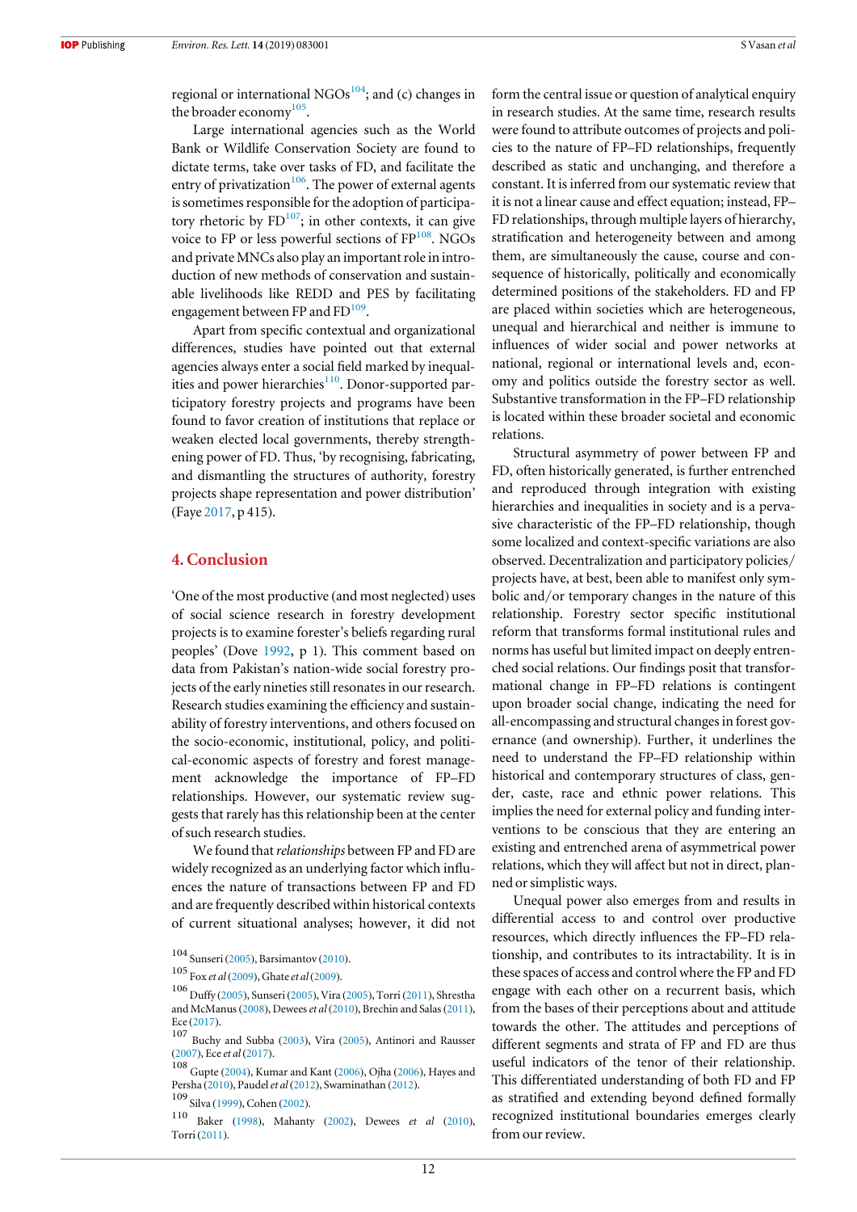regional or international NGOs[104]; and (c) changes in the broader economy[105].

Large international agencies such as the World Bank or Wildlife Conservation Society are found to dictate terms, take over tasks of FD, and facilitate the entry of privatization[106]. The power of external agents is sometimes responsible for the adoption of participatory rhetoric by FD[107]; in other contexts, it can give voice to FP or less powerful sections of FP[108]. NGOs and private MNCs also play an important role in introduction of new methods of conservation and sustainable livelihoods like REDD and PES by facilitating engagement between FP and FD[109].

Apart from specific contextual and organizational differences, studies have pointed out that external agencies always enter a social field marked by inequalities and power hierarchies[110]. Donor-supported participatory forestry projects and programs have been found to favor creation of institutions that replace or weaken elected local governments, thereby strengthening power of FD. Thus, 'by recognising, fabricating, and dismantling the structures of authority, forestry projects shape representation and power distribution' (Faye 2017, p 415).

## 4. Conclusion

'One of the most productive (and most neglected) uses of social science research in forestry development projects is to examine forester's beliefs regarding rural peoples' (Dove 1992, p 1). This comment based on data from Pakistan's nation-wide social forestry projects of the early nineties still resonates in our research. Research studies examining the efficiency and sustainability of forestry interventions, and others focused on the socio-economic, institutional, policy, and political-economic aspects of forestry and forest management acknowledge the importance of FP–FD relationships. However, our systematic review suggests that rarely has this relationship been at the center of such research studies.

We found that *relationships* between FP and FD are widely recognized as an underlying factor which influences the nature of transactions between FP and FD and are frequently described within historical contexts of current situational analyses; however, it did not form the central issue or question of analytical enquiry in research studies. At the same time, research results were found to attribute outcomes of projects and policies to the nature of FP–FD relationships, frequently described as static and unchanging, and therefore a constant. It is inferred from our systematic review that it is not a linear cause and effect equation; instead, FP–FD relationships, through multiple layers of hierarchy, stratification and heterogeneity between and among them, are simultaneously the cause, course and consequence of historically, politically and economically determined positions of the stakeholders. FD and FP are placed within societies which are heterogeneous, unequal and hierarchical and neither is immune to influences of wider social and power networks at national, regional or international levels and, economy and politics outside the forestry sector as well. Substantive transformation in the FP–FD relationship is located within these broader societal and economic relations.

Structural asymmetry of power between FP and FD, often historically generated, is further entrenched and reproduced through integration with existing hierarchies and inequalities in society and is a pervasive characteristic of the FP–FD relationship, though some localized and context-specific variations are also observed. Decentralization and participatory policies/projects have, at best, been able to manifest only symbolic and/or temporary changes in the nature of this relationship. Forestry sector specific institutional reform that transforms formal institutional rules and norms has useful but limited impact on deeply entrenched social relations. Our findings posit that transformational change in FP–FD relations is contingent upon broader social change, indicating the need for all-encompassing and structural changes in forest governance (and ownership). Further, it underlines the need to understand the FP–FD relationship within historical and contemporary structures of class, gender, caste, race and ethnic power relations. This implies the need for external policy and funding interventions to be conscious that they are entering an existing and entrenched arena of asymmetrical power relations, which they will affect but not in direct, planned or simplistic ways.

Unequal power also emerges from and results in differential access to and control over productive resources, which directly influences the FP–FD relationship, and contributes to its intractability. It is in these spaces of access and control where the FP and FD engage with each other on a recurrent basis, which from the bases of their perceptions about and attitude towards the other. The attitudes and perceptions of different segments and strata of FP and FD are thus useful indicators of the tenor of their relationship. This differentiated understanding of both FD and FP as stratified and extending beyond defined formally recognized institutional boundaries emerges clearly from our review.

[104] Sunseri (2005), Barsimantov (2010).

[105] Fox *et al* (2009), Ghate *et al* (2009).

[106] Duffy (2005), Sunseri (2005), Vira (2005), Torri (2011), Shrestha and McManus (2008), Dewees *et al* (2010), Brechin and Salas (2011), Ece (2017).

[107] Buchy and Subba (2003), Vira (2005), Antinori and Rausser (2007), Ece *et al* (2017).

[108] Gupte (2004), Kumar and Kant (2006), Ojha (2006), Hayes and Persha (2010), Paudel *et al* (2012), Swaminathan (2012).

[109] Silva (1999), Cohen (2002).

[110] Baker (1998), Mahanty (2002), Dewees *et al* (2010), Torri (2011).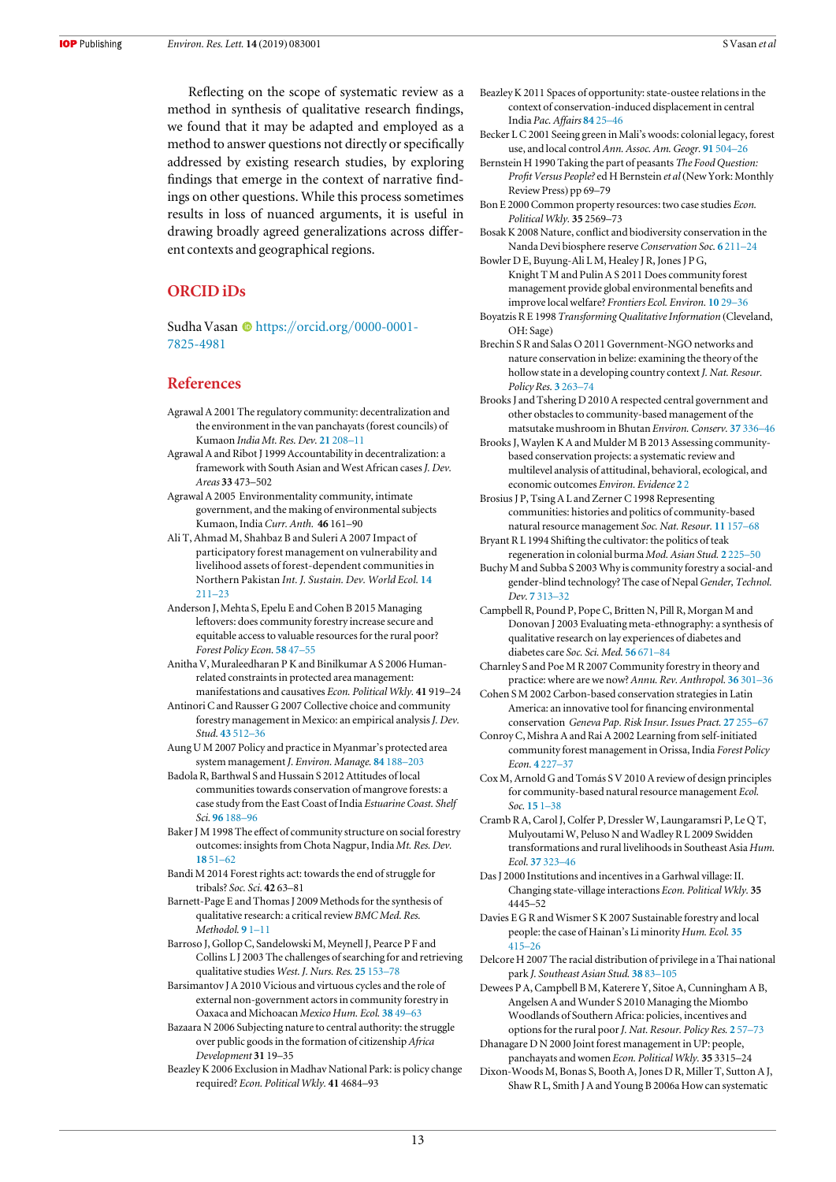Reflecting on the scope of systematic review as a method in synthesis of qualitative research findings, we found that it may be adapted and employed as a method to answer questions not directly or specifically addressed by existing research studies, by exploring findings that emerge in the context of narrative findings on other questions. While this process sometimes results in loss of nuanced arguments, it is useful in drawing broadly agreed generalizations across different contexts and geographical regions.

## ORCID iDs

Sudha Vasan https://orcid.org/0000-0001-7825-4981

## References

Agrawal A 2001 The regulatory community: decentralization and the environment in the van panchayats (forest councils) of Kumaon *India Mt. Res. Dev.* **21** 208–11

Agrawal A and Ribot J 1999 Accountability in decentralization: a framework with South Asian and West African cases *J. Dev. Areas* **33** 473–502

Agrawal A 2005 Environmentality community, intimate government, and the making of environmental subjects Kumaon, India *Curr. Anth.* **46** 161–90

Ali T, Ahmad M, Shahbaz B and Suleri A 2007 Impact of participatory forest management on vulnerability and livelihood assets of forest-dependent communities in Northern Pakistan *Int. J. Sustain. Dev. World Ecol.* **14** 211–23

Anderson J, Mehta S, Epelu E and Cohen B 2015 Managing leftovers: does community forestry increase secure and equitable access to valuable resources for the rural poor? *Forest Policy Econ.* **58** 47–55

Anitha V, Muraleedharan P K and Binilkumar A S 2006 Human-related constraints in protected area management: manifestations and causatives *Econ. Political Wkly.* **41** 919–24

Antinori C and Rausser G 2007 Collective choice and community forestry management in Mexico: an empirical analysis *J. Dev. Stud.* **43** 512–36

Aung U M 2007 Policy and practice in Myanmar's protected area system management *J. Environ. Manage.* **84** 188–203

Badola R, Barthwal S and Hussain S 2012 Attitudes of local communities towards conservation of mangrove forests: a case study from the East Coast of India *Estuarine Coast. Shelf Sci.* **96** 188–96

Baker J M 1998 The effect of community structure on social forestry outcomes: insights from Chota Nagpur, India *Mt. Res. Dev.* **18** 51–62

Bandi M 2014 Forest rights act: towards the end of struggle for tribals? *Soc. Sci.* **42** 63–81

Barnett-Page E and Thomas J 2009 Methods for the synthesis of qualitative research: a critical review *BMC Med. Res. Methodol.* **9** 1–11

Barroso J, Gollop C, Sandelowski M, Meynell J, Pearce P F and Collins L J 2003 The challenges of searching for and retrieving qualitative studies *West. J. Nurs. Res.* **25** 153–78

Barsimantov J A 2010 Vicious and virtuous cycles and the role of external non-government actors in community forestry in Oaxaca and Michoacan *Mexico Hum. Ecol.* **38** 49–63

Bazaara N 2006 Subjecting nature to central authority: the struggle over public goods in the formation of citizenship *Africa Development* **31** 19–35

Beazley K 2006 Exclusion in Madhav National Park: is policy change required? *Econ. Political Wkly.* **41** 4684–93

Beazley K 2011 Spaces of opportunity: state-oustee relations in the context of conservation-induced displacement in central India *Pac. Affairs* **84** 25–46

Becker L C 2001 Seeing green in Mali's woods: colonial legacy, forest use, and local control *Ann. Assoc. Am. Geogr.* **91** 504–26

Bernstein H 1990 Taking the part of peasants *The Food Question: Profit Versus People?* ed H Bernstein *et al* (New York: Monthly Review Press) pp 69–79

Bon E 2000 Common property resources: two case studies *Econ. Political Wkly.* **35** 2569–73

Bosak K 2008 Nature, conflict and biodiversity conservation in the Nanda Devi biosphere reserve *Conservation Soc.* **6** 211–24

Bowler D E, Buyung-Ali L M, Healey J R, Jones J P G, Knight T M and Pulin A S 2011 Does community forest management provide global environmental benefits and improve local welfare? *Frontiers Ecol. Environ.* **10** 29–36

Boyatzis R E 1998 *Transforming Qualitative Information* (Cleveland, OH: Sage)

Brechin S R and Salas O 2011 Government-NGO networks and nature conservation in belize: examining the theory of the hollow state in a developing country context *J. Nat. Resour. Policy Res.* **3** 263–74

Brooks J and Tshering D 2010 A respected central government and other obstacles to community-based management of the matsutake mushroom in Bhutan *Environ. Conserv.* **37** 336–46

Brooks J, Waylen K A and Mulder M B 2013 Assessing community-based conservation projects: a systematic review and multilevel analysis of attitudinal, behavioral, ecological, and economic outcomes *Environ. Evidence* **2** 2

Brosius J P, Tsing A L and Zerner C 1998 Representing communities: histories and politics of community-based natural resource management *Soc. Nat. Resour.* **11** 157–68

Bryant R L 1994 Shifting the cultivator: the politics of teak regeneration in colonial burma *Mod. Asian Stud.* **2** 225–50

Buchy M and Subba S 2003 Why is community forestry a social-and gender-blind technology? The case of Nepal *Gender, Technol. Dev.* **7** 313–32

Campbell R, Pound P, Pope C, Britten N, Pill R, Morgan M and Donovan J 2003 Evaluating meta-ethnography: a synthesis of qualitative research on lay experiences of diabetes and diabetes care *Soc. Sci. Med.* **56** 671–84

Charnley S and Poe M R 2007 Community forestry in theory and practice: where are we now? *Annu. Rev. Anthropol.* **36** 301–36

Cohen S M 2002 Carbon-based conservation strategies in Latin America: an innovative tool for financing environmental conservation *Geneva Pap. Risk Insur. Issues Pract.* **27** 255–67

Conroy C, Mishra A and Rai A 2002 Learning from self-initiated community forest management in Orissa, India *Forest Policy Econ.* **4** 227–37

Cox M, Arnold G and Tomás S V 2010 A review of design principles for community-based natural resource management *Ecol. Soc.* **15** 1–38

Cramb R A, Carol J, Colfer P, Dressler W, Laungaramsri P, Le Q T, Mulyoutami W, Peluso N and Wadley R L 2009 Swidden transformations and rural livelihoods in Southeast Asia *Hum. Ecol.* **37** 323–46

Das J 2000 Institutions and incentives in a Garhwal village: II. Changing state-village interactions *Econ. Political Wkly.* **35** 4445–52

Davies E G R and Wismer S K 2007 Sustainable forestry and local people: the case of Hainan's Li minority *Hum. Ecol.* **35** 415–26

Delcore H 2007 The racial distribution of privilege in a Thai national park *J. Southeast Asian Stud.* **38** 83–105

Dewees P A, Campbell B M, Katerere Y, Sitoe A, Cunningham A B, Angelsen A and Wunder S 2010 Managing the Miombo Woodlands of Southern Africa: policies, incentives and options for the rural poor *J. Nat. Resour. Policy Res.* **2** 57–73

Dhanagare D N 2000 Joint forest management in UP: people, panchayats and women *Econ. Political Wkly.* **35** 3315–24

Dixon-Woods M, Bonas S, Booth A, Jones D R, Miller T, Sutton A J, Shaw R L, Smith J A and Young B 2006a How can systematic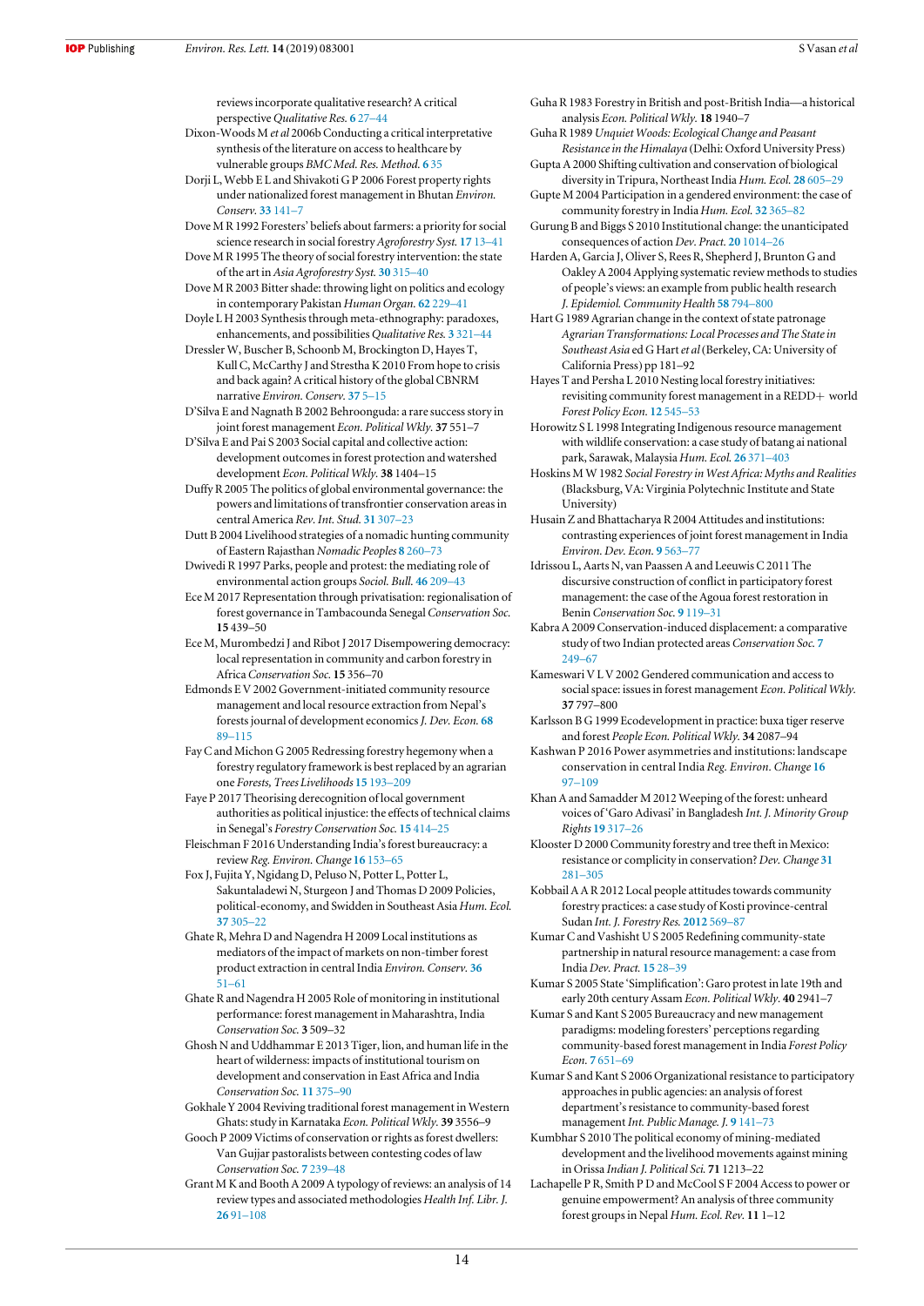reviews incorporate qualitative research? A critical perspective *Qualitative Res.* **6** 27–44

Dixon-Woods M *et al* 2006b Conducting a critical interpretative synthesis of the literature on access to healthcare by vulnerable groups *BMC Med. Res. Method.* **6** 35

Dorji L, Webb E L and Shivakoti G P 2006 Forest property rights under nationalized forest management in Bhutan *Environ. Conserv.* **33** 141–7

Dove M R 1992 Foresters' beliefs about farmers: a priority for social science research in social forestry *Agroforestry Syst.* **17** 13–41

Dove M R 1995 The theory of social forestry intervention: the state of the art in *Asia Agroforestry Syst.* **30** 315–40

Dove M R 2003 Bitter shade: throwing light on politics and ecology in contemporary Pakistan *Human Organ.* **62** 229–41

Doyle L H 2003 Synthesis through meta-ethnography: paradoxes, enhancements, and possibilities *Qualitative Res.* **3** 321–44

Dressler W, Buscher B, Schoonb M, Brockington D, Hayes T, Kull C, McCarthy J and Strestha K 2010 From hope to crisis and back again? A critical history of the global CBNRM narrative *Environ. Conserv.* **37** 5–15

D'Silva E and Nagnath B 2002 Behroonguda: a rare success story in joint forest management *Econ. Political Wkly.* **37** 551–7

D'Silva E and Pai S 2003 Social capital and collective action: development outcomes in forest protection and watershed development *Econ. Political Wkly.* **38** 1404–15

Duffy R 2005 The politics of global environmental governance: the powers and limitations of transfrontier conservation areas in central America *Rev. Int. Stud.* **31** 307–23

Dutt B 2004 Livelihood strategies of a nomadic hunting community of Eastern Rajasthan *Nomadic Peoples* **8** 260–73

Dwivedi R 1997 Parks, people and protest: the mediating role of environmental action groups *Sociol. Bull.* **46** 209–43

Ece M 2017 Representation through privatisation: regionalisation of forest governance in Tambacounda Senegal *Conservation Soc.* **15** 439–50

Ece M, Murombedzi J and Ribot J 2017 Disempowering democracy: local representation in community and carbon forestry in Africa *Conservation Soc.* **15** 356–70

Edmonds E V 2002 Government-initiated community resource management and local resource extraction from Nepal's forests journal of development economics *J. Dev. Econ.* **68** 89–115

Fay C and Michon G 2005 Redressing forestry hegemony when a forestry regulatory framework is best replaced by an agrarian one *Forests, Trees Livelihoods* **15** 193–209

Faye P 2017 Theorising derecognition of local government authorities as political injustice: the effects of technical claims in Senegal's *Forestry Conservation Soc.* **15** 414–25

Fleischman F 2016 Understanding India's forest bureaucracy: a review *Reg. Environ. Change* **16** 153–65

Fox J, Fujita Y, Ngidang D, Peluso N, Potter L, Potter L, Sakuntaladewi N, Sturgeon J and Thomas D 2009 Policies, political-economy, and Swidden in Southeast Asia *Hum. Ecol.* **37** 305–22

Ghate R, Mehra D and Nagendra H 2009 Local institutions as mediators of the impact of markets on non-timber forest product extraction in central India *Environ. Conserv.* **36** 51–61

Ghate R and Nagendra H 2005 Role of monitoring in institutional performance: forest management in Maharashtra, India *Conservation Soc.* **3** 509–32

Ghosh N and Uddhammar E 2013 Tiger, lion, and human life in the heart of wilderness: impacts of institutional tourism on development and conservation in East Africa and India *Conservation Soc.* **11** 375–90

Gokhale Y 2004 Reviving traditional forest management in Western Ghats: study in Karnataka *Econ. Political Wkly.* **39** 3556–9

Gooch P 2009 Victims of conservation or rights as forest dwellers: Van Gujjar pastoralists between contesting codes of law *Conservation Soc.* **7** 239–48

Grant M K and Booth A 2009 A typology of reviews: an analysis of 14 review types and associated methodologies *Health Inf. Libr. J.* **26** 91–108

Guha R 1983 Forestry in British and post-British India—a historical analysis *Econ. Political Wkly.* **18** 1940–7

Guha R 1989 *Unquiet Woods: Ecological Change and Peasant Resistance in the Himalaya* (Delhi: Oxford University Press)

Gupta A 2000 Shifting cultivation and conservation of biological diversity in Tripura, Northeast India *Hum. Ecol.* **28** 605–29

Gupte M 2004 Participation in a gendered environment: the case of community forestry in India *Hum. Ecol.* **32** 365–82

Gurung B and Biggs S 2010 Institutional change: the unanticipated consequences of action *Dev. Pract.* **20** 1014–26

Harden A, Garcia J, Oliver S, Rees R, Shepherd J, Brunton G and Oakley A 2004 Applying systematic review methods to studies of people's views: an example from public health research *J. Epidemiol. Community Health* **58** 794–800

Hart G 1989 Agrarian change in the context of state patronage *Agrarian Transformations: Local Processes and The State in Southeast Asia* ed G Hart *et al* (Berkeley, CA: University of California Press) pp 181–92

Hayes T and Persha L 2010 Nesting local forestry initiatives: revisiting community forest management in a REDD+ world *Forest Policy Econ.* **12** 545–53

Horowitz S L 1998 Integrating Indigenous resource management with wildlife conservation: a case study of batang ai national park, Sarawak, Malaysia *Hum. Ecol.* **26** 371–403

Hoskins M W 1982 *Social Forestry in West Africa: Myths and Realities* (Blacksburg, VA: Virginia Polytechnic Institute and State University)

Husain Z and Bhattacharya R 2004 Attitudes and institutions: contrasting experiences of joint forest management in India *Environ. Dev. Econ.* **9** 563–77

Idrissou L, Aarts N, van Paassen A and Leeuwis C 2011 The discursive construction of conflict in participatory forest management: the case of the Agoua forest restoration in Benin *Conservation Soc.* **9** 119–31

Kabra A 2009 Conservation-induced displacement: a comparative study of two Indian protected areas *Conservation Soc.* **7** 249–67

Kameswari V L V 2002 Gendered communication and access to social space: issues in forest management *Econ. Political Wkly.* **37** 797–800

Karlsson B G 1999 Ecodevelopment in practice: buxa tiger reserve and forest *People Econ. Political Wkly.* **34** 2087–94

Kashwan P 2016 Power asymmetries and institutions: landscape conservation in central India *Reg. Environ. Change* **16** 97–109

Khan A and Samadder M 2012 Weeping of the forest: unheard voices of 'Garo Adivasi' in Bangladesh *Int. J. Minority Group Rights* **19** 317–26

Klooster D 2000 Community forestry and tree theft in Mexico: resistance or complicity in conservation? *Dev. Change* **31** 281–305

Kobbail A A R 2012 Local people attitudes towards community forestry practices: a case study of Kosti province-central Sudan *Int. J. Forestry Res.* **2012** 569–87

Kumar C and Vashisht U S 2005 Redefining community-state partnership in natural resource management: a case from India *Dev. Pract.* **15** 28–39

Kumar S 2005 State 'Simplification': Garo protest in late 19th and early 20th century Assam *Econ. Political Wkly.* **40** 2941–7

Kumar S and Kant S 2005 Bureaucracy and new management paradigms: modeling foresters' perceptions regarding community-based forest management in India *Forest Policy Econ.* **7** 651–69

Kumar S and Kant S 2006 Organizational resistance to participatory approaches in public agencies: an analysis of forest department's resistance to community-based forest management *Int. Public Manage. J.* **9** 141–73

Kumbhar S 2010 The political economy of mining-mediated development and the livelihood movements against mining in Orissa *Indian J. Political Sci.* **71** 1213–22

Lachapelle P R, Smith P D and McCool S F 2004 Access to power or genuine empowerment? An analysis of three community forest groups in Nepal *Hum. Ecol. Rev.* **11** 1–12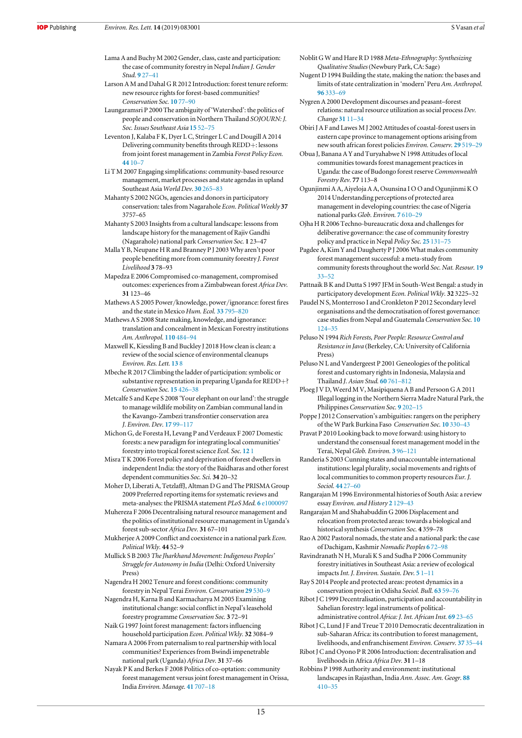Lama A and Buchy M 2002 Gender, class, caste and participation: the case of community forestry in Nepal *Indian J. Gender Stud.* **9** 27–41

Larson A M and Dahal G R 2012 Introduction: forest tenure reform: new resource rights for forest-based communities? *Conservation Soc.* **10** 77–90

Laungaramsri P 2000 The ambiguity of 'Watershed': the politics of people and conservation in Northern Thailand *SOJOURN: J. Soc. Issues Southeast Asia* **15** 52–75

Leventon J, Kalaba F K, Dyer L C, Stringer L C and Dougill A 2014 Delivering community benefits through REDD+: lessons from joint forest management in Zambia *Forest Policy Econ.* **44** 10–7

Li T M 2007 Engaging simplifications: community-based resource management, market processes and state agendas in upland Southeast Asia *World Dev.* **30** 265–83

Mahanty S 2002 NGOs, agencies and donors in participatory conservation: tales from Nagarahole *Econ. Political Weekly* **37** 3757–65

Mahanty S 2003 Insights from a cultural landscape: lessons from landscape history for the management of Rajiv Gandhi (Nagarahole) national park *Conservation Soc.* **1** 23–47

Malla Y B, Neupane H R and Branney P J 2003 Why aren't poor people benefiting more from community forestry *J. Forest Livelihood* **3** 78–93

Mapedza E 2006 Compromised co-management, compromised outcomes: experiences from a Zimbabwean forest *Africa Dev.* **31** 123–46

Mathews A S 2005 Power/knowledge, power/ignorance: forest fires and the state in Mexico *Hum. Ecol.* **33** 795–820

Mathews A S 2008 State making, knowledge, and ignorance: translation and concealment in Mexican Forestry institutions *Am. Anthropol.* **110** 484–94

Maxwell K, Kiessling B and Buckley J 2018 How clean is clean: a review of the social science of environmental cleanups *Environ. Res. Lett.* **13** 8

Mbeche R 2017 Climbing the ladder of participation: symbolic or substantive representation in preparing Uganda for REDD+? *Conservation Soc.* **15** 426–38

Metcalfe S and Kepe S 2008 'Your elephant on our land': the struggle to manage wildlife mobility on Zambian communal land in the Kavango-Zambezi transfrontier conservation area *J. Environ. Dev.* **17** 99–117

Michon G, de Foresta H, Levang P and Verdeaux F 2007 Domestic forests: a new paradigm for integrating local communities' forestry into tropical forest science *Ecol. Soc.* **12** 1

Misra T K 2006 Forest policy and deprivation of forest dwellers in independent India: the story of the Baidharas and other forest dependent communities *Soc. Sci.* **34** 20–32

Moher D, Liberati A, TetzlaffJ, Altman D G and The PRISMA Group 2009 Preferred reporting items for systematic reviews and meta-analyses: the PRISMA statement *PLoS Med.* **6** e1000097

Muhereza F 2006 Decentralising natural resource management and the politics of institutional resource management in Uganda's forest sub-sector *Africa Dev.* **31** 67–101

Mukherjee A 2009 Conflict and coexistence in a national park *Econ. Political Wkly.* **44** 52–9

Mullick S B 2003 *The Jharkhand Movement: Indigenous Peoples' Struggle for Autonomy in India* (Delhi: Oxford University Press)

Nagendra H 2002 Tenure and forest conditions: community forestry in Nepal Terai *Environ. Conservation* **29** 530–9

Nagendra H, Karna B and Karmacharya M 2005 Examining institutional change: social conflict in Nepal's leasehold forestry programme *Conservation Soc.* **3** 72–91

Naik G 1997 Joint forest management: factors influencing household participation *Econ. Political Wkly.* **32** 3084–9

Namara A 2006 From paternalism to real partnership with local communities? Experiences from Bwindi impenetrable national park (Uganda) *Africa Dev.* **31** 37–66

Nayak P K and Berkes F 2008 Politics of co-optation: community forest management versus joint forest management in Orissa, India *Environ. Manage.* **41** 707–18

Noblit G W and Hare R D 1988 *Meta-Ethnography: Synthesizing Qualitative Studies* (Newbury Park, CA: Sage)

Nugent D 1994 Building the state, making the nation: the bases and limits of state centralization in 'modern' Peru *Am. Anthropol.* **96** 333–69

Nygren A 2000 Development discourses and peasant–forest relations: natural resource utilization as social process *Dev. Change* **31** 11–34

Obiri J A F and Lawes M J 2002 Attitudes of coastal-forest users in eastern cape province to management options arising from new south african forest policies *Environ. Conserv.* **29** 519–29

Obua J, Banana A Y and Turyahabwe N 1998 Attitudes of local communities towards forest management practices in Uganda: the case of Budongo forest reserve *Commonwealth Forestry Rev.* **77** 113–8

Ogunjinmi A A, Aiyeloja A A, Osunsina I O O and Ogunjinmi K O 2014 Understanding perceptions of protected area management in developing countries: the case of Nigeria national parks *Glob. Environ.* **7** 610–29

Ojha H R 2006 Techno-bureaucratic doxa and challenges for deliberative governance: the case of community forestry policy and practice in Nepal *Policy Soc.* **25** 131–75

Pagdee A, Kim Y and Daugherty P J 2006 What makes community forest management successful: a meta-study from community forests throughout the world *Soc. Nat. Resour.* **19** 33–52

Pattnaik B K and Dutta S 1997 JFM in South-West Bengal: a study in participatory development *Econ. Political Wkly.* **32** 3225–32

Paudel N S, Monterroso I and Cronkleton P 2012 Secondary level organisations and the democratisation of forest governance: case studies from Nepal and Guatemala *Conservation Soc.* **10** 124–35

Peluso N 1994 *Rich Forests, Poor People: Resource Control and Resistance in Java* (Berkeley, CA: University of California Press)

Peluso N L and Vandergeest P 2001 Geneologies of the political forest and customary rights in Indonesia, Malaysia and Thailand *J. Asian Stud.* **60** 761–812

Ploeg J V D, Weerd M V, Masipiquena A B and Persoon G A 2011 Illegal logging in the Northern Sierra Madre Natural Park, the Philippines *Conservation Soc.* **9** 202–15

Poppe J 2012 Conservation's ambiguities: rangers on the periphery of the W Park Burkina Faso *Conservation Soc.* **10** 330–43

Pravat P 2010 Looking back to move forward: using history to understand the consensual forest management model in the Terai, Nepal *Glob. Environ.* **3** 96–121

Randeria S 2003 Cunning states and unaccountable international institutions: legal plurality, social movements and rights of local communities to common property resources *Eur. J. Sociol.* **44** 27–60

Rangarajan M 1996 Environmental histories of South Asia: a review essay *Environ. and History* **2** 129–43

Rangarajan M and Shahabuddin G 2006 Displacement and relocation from protected areas: towards a biological and historical synthesis *Conservation Soc.* **4** 359–78

Rao A 2002 Pastoral nomads, the state and a national park: the case of Dachigam, Kashmir *Nomadic Peoples* **6** 72–98

Ravindranath N H, Murali K S and Sudha P 2006 Community forestry initiatives in Southeast Asia: a review of ecological impacts *Int. J. Environ. Sustain. Dev.* **5** 1–11

Ray S 2014 People and protected areas: protest dynamics in a conservation project in Odisha *Sociol. Bull.* **63** 59–76

Ribot J C 1999 Decentralisation, participation and accountability in Sahelian forestry: legal instruments of political-administrative control *Africa: J. Int. African Inst.* **69** 23–65

Ribot J C, Lund J F and Treue T 2010 Democratic decentralization in sub-Saharan Africa: its contribution to forest management, livelihoods, and enfranchisement *Environ. Conserv.* **37** 35–44

Ribot J C and Oyono P R 2006 Introduction: decentralisation and livelihoods in Africa *Africa Dev.* **31** 1–18

Robbins P 1998 Authority and environment: institutional landscapes in Rajasthan, India *Ann. Assoc. Am. Geogr.* **88** 410–35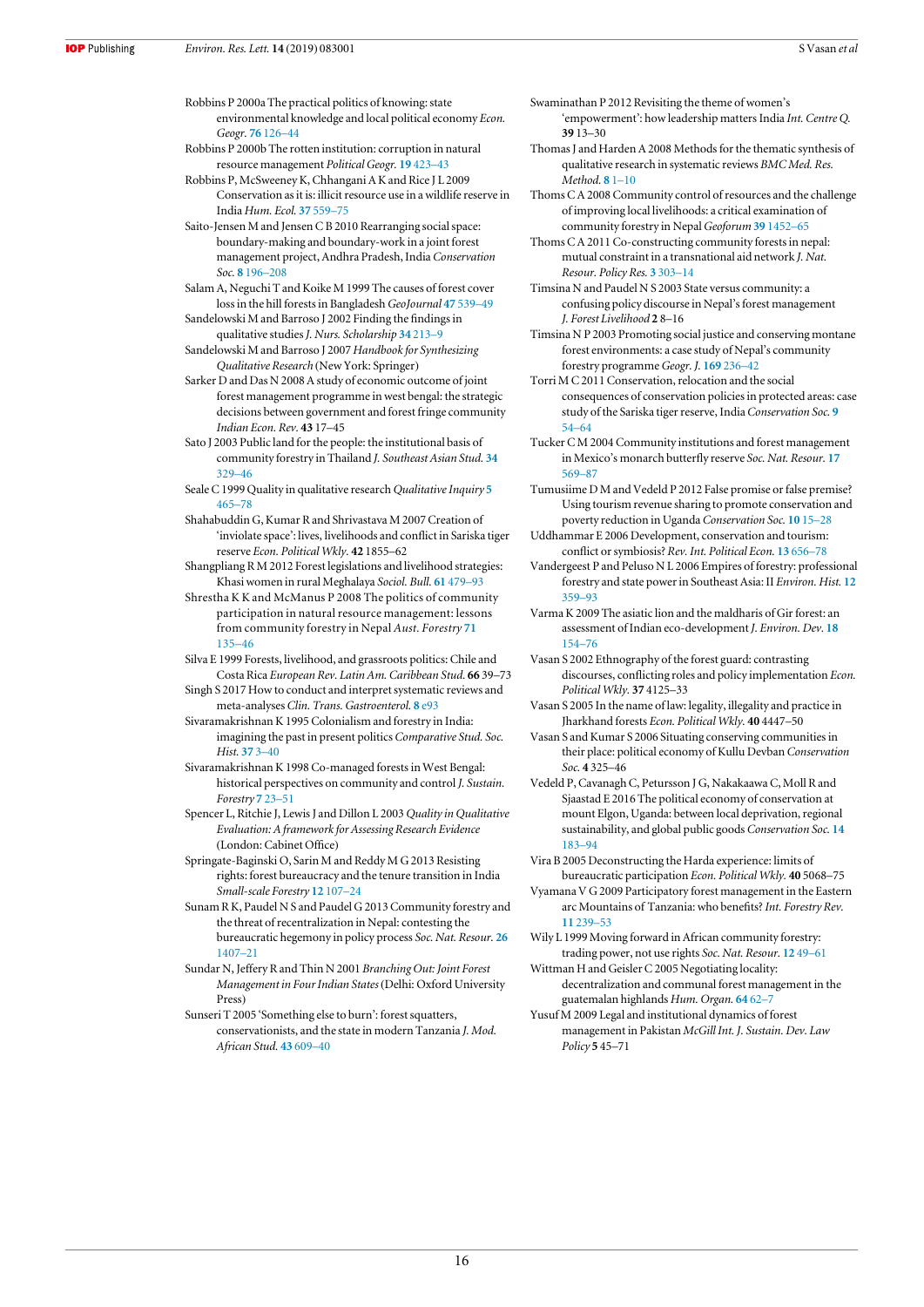Robbins P 2000a The practical politics of knowing: state environmental knowledge and local political economy *Econ. Geogr.* **76** 126–44

Robbins P 2000b The rotten institution: corruption in natural resource management *Political Geogr.* **19** 423–43

Robbins P, McSweeney K, Chhangani A K and Rice J L 2009 Conservation as it is: illicit resource use in a wildlife reserve in India *Hum. Ecol.* **37** 559–75

Saito-Jensen M and Jensen C B 2010 Rearranging social space: boundary-making and boundary-work in a joint forest management project, Andhra Pradesh, India *Conservation Soc.* **8** 196–208

Salam A, Neguchi T and Koike M 1999 The causes of forest cover loss in the hill forests in Bangladesh *GeoJournal* **47** 539–49

Sandelowski M and Barroso J 2002 Finding the findings in qualitative studies *J. Nurs. Scholarship* **34** 213–9

Sandelowski M and Barroso J 2007 *Handbook for Synthesizing Qualitative Research* (New York: Springer)

Sarker D and Das N 2008 A study of economic outcome of joint forest management programme in west bengal: the strategic decisions between government and forest fringe community *Indian Econ. Rev.* **43** 17–45

Sato J 2003 Public land for the people: the institutional basis of community forestry in Thailand *J. Southeast Asian Stud.* **34** 329–46

Seale C 1999 Quality in qualitative research *Qualitative Inquiry* **5** 465–78

Shahabuddin G, Kumar R and Shrivastava M 2007 Creation of 'inviolate space': lives, livelihoods and conflict in Sariska tiger reserve *Econ. Political Wkly.* **42** 1855–62

Shangpliang R M 2012 Forest legislations and livelihood strategies: Khasi women in rural Meghalaya *Sociol. Bull.* **61** 479–93

Shrestha K K and McManus P 2008 The politics of community participation in natural resource management: lessons from community forestry in Nepal *Aust. Forestry* **71** 135–46

Silva E 1999 Forests, livelihood, and grassroots politics: Chile and Costa Rica *European Rev. Latin Am. Caribbean Stud.* **66** 39–73

Singh S 2017 How to conduct and interpret systematic reviews and meta-analyses *Clin. Trans. Gastroenterol.* **8** e93

Sivaramakrishnan K 1995 Colonialism and forestry in India: imagining the past in present politics *Comparative Stud. Soc. Hist.* **37** 3–40

Sivaramakrishnan K 1998 Co-managed forests in West Bengal: historical perspectives on community and control *J. Sustain. Forestry* **7** 23–51

Spencer L, Ritchie J, Lewis J and Dillon L 2003 *Quality in Qualitative Evaluation: A framework for Assessing Research Evidence* (London: Cabinet Office)

Springate-Baginski O, Sarin M and Reddy M G 2013 Resisting rights: forest bureaucracy and the tenure transition in India *Small-scale Forestry* **12** 107–24

Sunam R K, Paudel N S and Paudel G 2013 Community forestry and the threat of recentralization in Nepal: contesting the bureaucratic hegemony in policy process *Soc. Nat. Resour.* **26** 1407–21

Sundar N, Jeffery R and Thin N 2001 *Branching Out: Joint Forest Management in Four Indian States* (Delhi: Oxford University Press)

Sunseri T 2005 'Something else to burn': forest squatters, conservationists, and the state in modern Tanzania *J. Mod. African Stud.* **43** 609–40

Swaminathan P 2012 Revisiting the theme of women's 'empowerment': how leadership matters India *Int. Centre Q.* **39** 13–30

Thomas J and Harden A 2008 Methods for the thematic synthesis of qualitative research in systematic reviews *BMC Med. Res. Method.* **8** 1–10

Thoms C A 2008 Community control of resources and the challenge of improving local livelihoods: a critical examination of community forestry in Nepal *Geoforum* **39** 1452–65

Thoms C A 2011 Co-constructing community forests in nepal: mutual constraint in a transnational aid network *J. Nat. Resour. Policy Res.* **3** 303–14

Timsina N and Paudel N S 2003 State versus community: a confusing policy discourse in Nepal's forest management *J. Forest Livelihood* **2** 8–16

Timsina N P 2003 Promoting social justice and conserving montane forest environments: a case study of Nepal's community forestry programme *Geogr. J.* **169** 236–42

Torri M C 2011 Conservation, relocation and the social consequences of conservation policies in protected areas: case study of the Sariska tiger reserve, India *Conservation Soc.* **9** 54–64

Tucker C M 2004 Community institutions and forest management in Mexico's monarch butterfly reserve *Soc. Nat. Resour.* **17** 569–87

Tumusiime D M and Vedeld P 2012 False promise or false premise? Using tourism revenue sharing to promote conservation and poverty reduction in Uganda *Conservation Soc.* **10** 15–28

Uddhammar E 2006 Development, conservation and tourism: conflict or symbiosis? *Rev. Int. Political Econ.* **13** 656–78

Vandergeest P and Peluso N L 2006 Empires of forestry: professional forestry and state power in Southeast Asia: II *Environ. Hist.* **12** 359–93

Varma K 2009 The asiatic lion and the maldharis of Gir forest: an assessment of Indian eco-development *J. Environ. Dev.* **18** 154–76

Vasan S 2002 Ethnography of the forest guard: contrasting discourses, conflicting roles and policy implementation *Econ. Political Wkly.* **37** 4125–33

Vasan S 2005 In the name of law: legality, illegality and practice in Jharkhand forests *Econ. Political Wkly.* **40** 4447–50

Vasan S and Kumar S 2006 Situating conserving communities in their place: political economy of Kullu Devban *Conservation Soc.* **4** 325–46

Vedeld P, Cavanagh C, Petursson J G, Nakakaawa C, Moll R and Sjaastad E 2016 The political economy of conservation at mount Elgon, Uganda: between local deprivation, regional sustainability, and global public goods *Conservation Soc.* **14** 183–94

Vira B 2005 Deconstructing the Harda experience: limits of bureaucratic participation *Econ. Political Wkly.* **40** 5068–75

Vyamana V G 2009 Participatory forest management in the Eastern arc Mountains of Tanzania: who benefits? *Int. Forestry Rev.* **11** 239–53

Wily L 1999 Moving forward in African community forestry: trading power, not use rights *Soc. Nat. Resour.* **12** 49–61

Wittman H and Geisler C 2005 Negotiating locality: decentralization and communal forest management in the guatemalan highlands *Hum. Organ.* **64** 62–7

Yusuf M 2009 Legal and institutional dynamics of forest management in Pakistan *McGill Int. J. Sustain. Dev. Law Policy* **5** 45–71